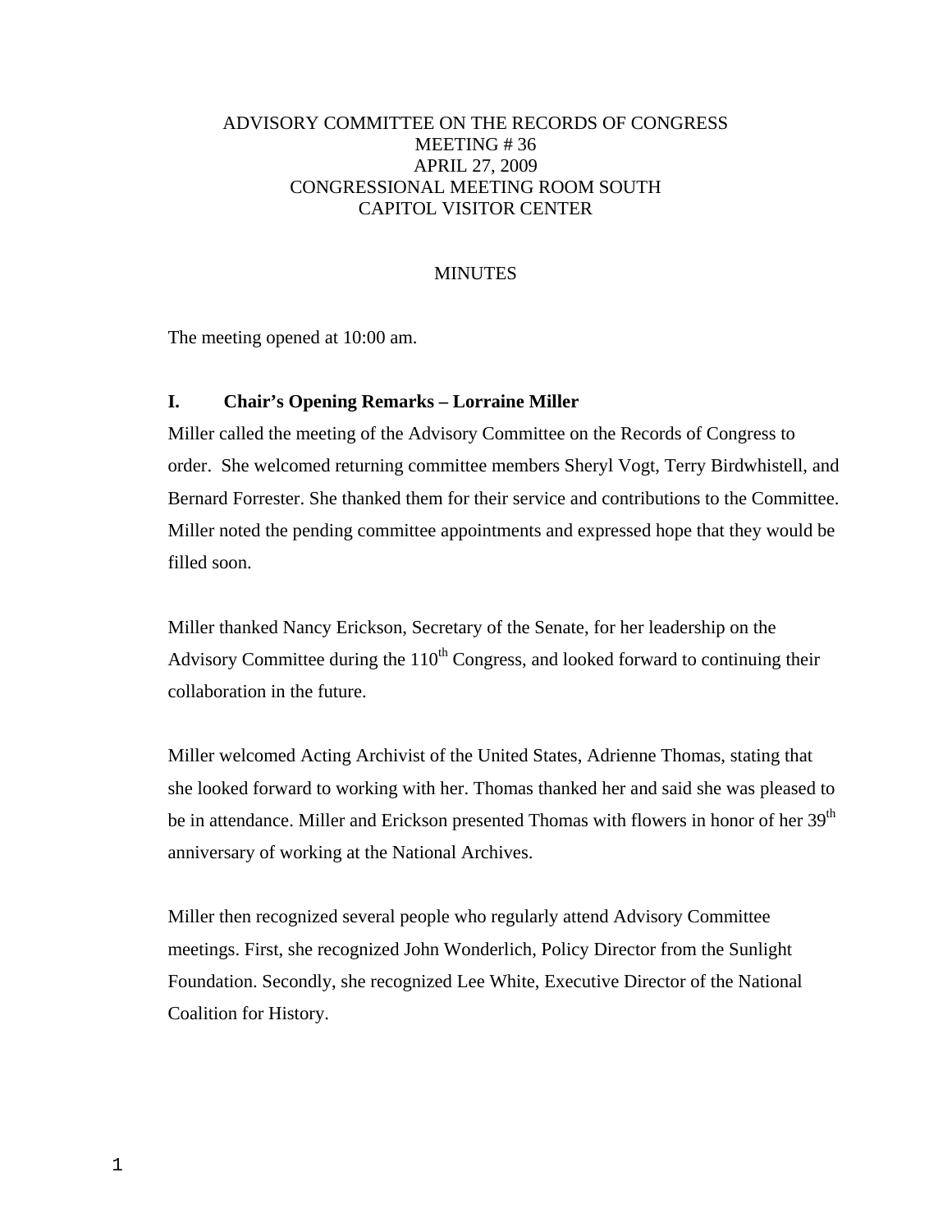# ADVISORY COMMITTEE ON THE RECORDS OF CONGRESS
## MEETING # 36
## APRIL 27, 2009
## CONGRESSIONAL MEETING ROOM SOUTH
## CAPITOL VISITOR CENTER

## MINUTES

The meeting opened at 10:00 am.

### I. Chair's Opening Remarks – Lorraine Miller

Miller called the meeting of the Advisory Committee on the Records of Congress to order. She welcomed returning committee members Sheryl Vogt, Terry Birdwhistell, and Bernard Forrester. She thanked them for their service and contributions to the Committee. Miller noted the pending committee appointments and expressed hope that they would be filled soon.

Miller thanked Nancy Erickson, Secretary of the Senate, for her leadership on the Advisory Committee during the 110th Congress, and looked forward to continuing their collaboration in the future.

Miller welcomed Acting Archivist of the United States, Adrienne Thomas, stating that she looked forward to working with her. Thomas thanked her and said she was pleased to be in attendance. Miller and Erickson presented Thomas with flowers in honor of her 39th anniversary of working at the National Archives.

Miller then recognized several people who regularly attend Advisory Committee meetings. First, she recognized John Wonderlich, Policy Director from the Sunlight Foundation. Secondly, she recognized Lee White, Executive Director of the National Coalition for History.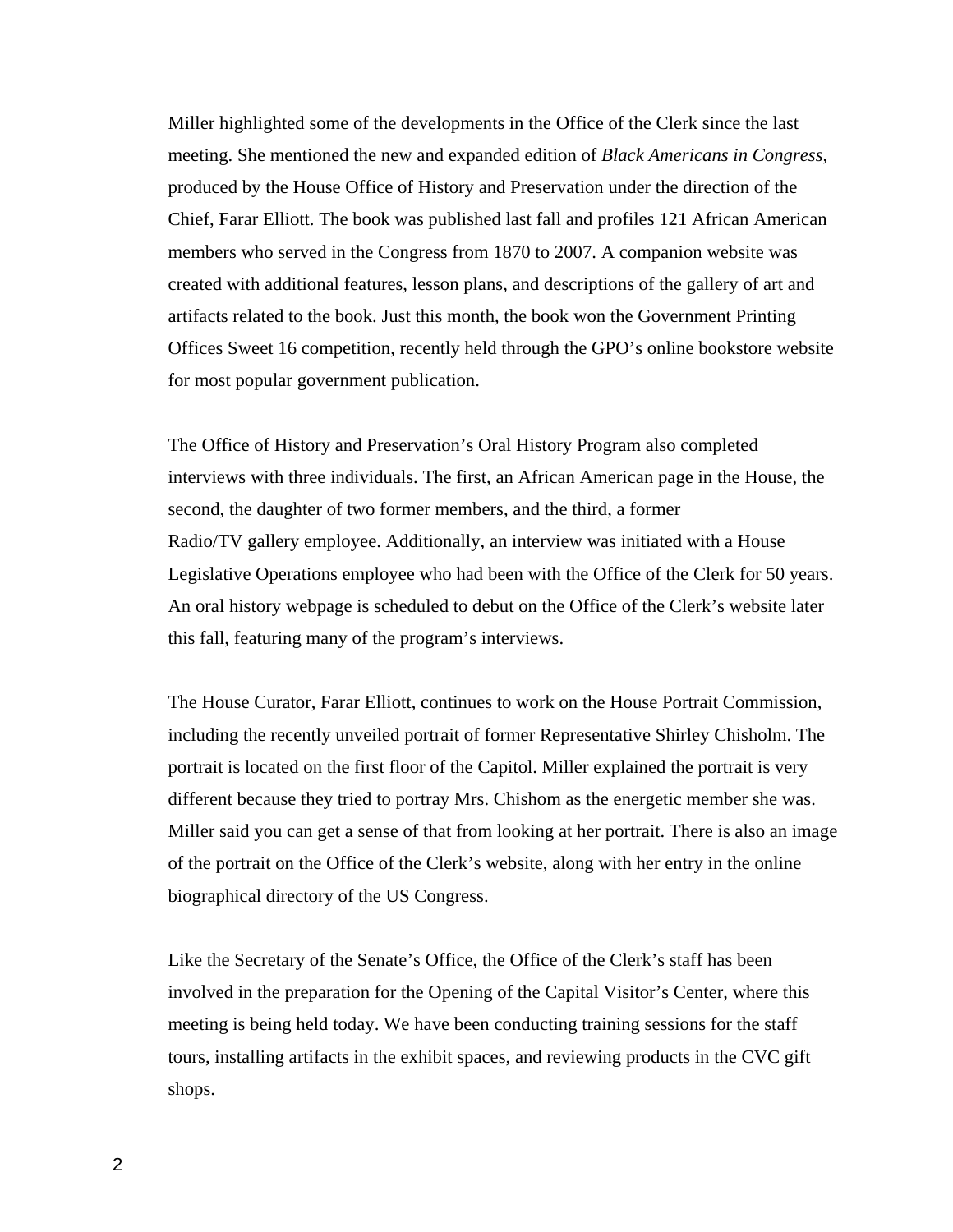Miller highlighted some of the developments in the Office of the Clerk since the last meeting. She mentioned the new and expanded edition of *Black Americans in Congress*, produced by the House Office of History and Preservation under the direction of the Chief, Farar Elliott. The book was published last fall and profiles 121 African American members who served in the Congress from 1870 to 2007. A companion website was created with additional features, lesson plans, and descriptions of the gallery of art and artifacts related to the book. Just this month, the book won the Government Printing Offices Sweet 16 competition, recently held through the GPO's online bookstore website for most popular government publication.

The Office of History and Preservation's Oral History Program also completed interviews with three individuals. The first, an African American page in the House, the second, the daughter of two former members, and the third, a former Radio/TV gallery employee. Additionally, an interview was initiated with a House Legislative Operations employee who had been with the Office of the Clerk for 50 years. An oral history webpage is scheduled to debut on the Office of the Clerk's website later this fall, featuring many of the program's interviews.

The House Curator, Farar Elliott, continues to work on the House Portrait Commission, including the recently unveiled portrait of former Representative Shirley Chisholm. The portrait is located on the first floor of the Capitol. Miller explained the portrait is very different because they tried to portray Mrs. Chishom as the energetic member she was. Miller said you can get a sense of that from looking at her portrait. There is also an image of the portrait on the Office of the Clerk's website, along with her entry in the online biographical directory of the US Congress.

Like the Secretary of the Senate's Office, the Office of the Clerk's staff has been involved in the preparation for the Opening of the Capital Visitor's Center, where this meeting is being held today. We have been conducting training sessions for the staff tours, installing artifacts in the exhibit spaces, and reviewing products in the CVC gift shops.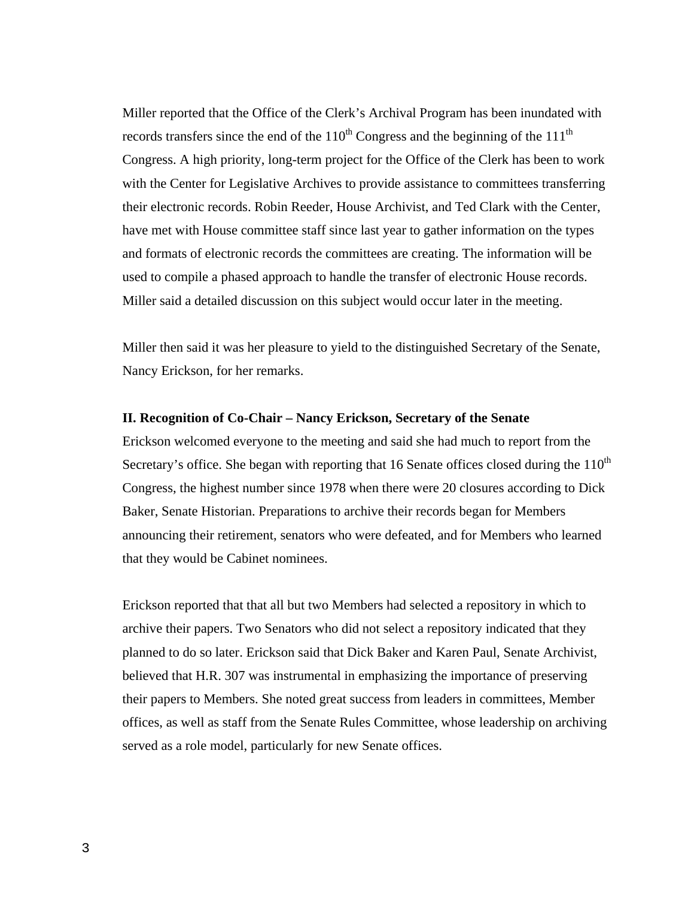Miller reported that the Office of the Clerk's Archival Program has been inundated with records transfers since the end of the 110th Congress and the beginning of the 111th Congress. A high priority, long-term project for the Office of the Clerk has been to work with the Center for Legislative Archives to provide assistance to committees transferring their electronic records. Robin Reeder, House Archivist, and Ted Clark with the Center, have met with House committee staff since last year to gather information on the types and formats of electronic records the committees are creating. The information will be used to compile a phased approach to handle the transfer of electronic House records. Miller said a detailed discussion on this subject would occur later in the meeting.

Miller then said it was her pleasure to yield to the distinguished Secretary of the Senate, Nancy Erickson, for her remarks.

**II. Recognition of Co-Chair – Nancy Erickson, Secretary of the Senate**

Erickson welcomed everyone to the meeting and said she had much to report from the Secretary's office. She began with reporting that 16 Senate offices closed during the 110th Congress, the highest number since 1978 when there were 20 closures according to Dick Baker, Senate Historian. Preparations to archive their records began for Members announcing their retirement, senators who were defeated, and for Members who learned that they would be Cabinet nominees.

Erickson reported that that all but two Members had selected a repository in which to archive their papers. Two Senators who did not select a repository indicated that they planned to do so later. Erickson said that Dick Baker and Karen Paul, Senate Archivist, believed that H.R. 307 was instrumental in emphasizing the importance of preserving their papers to Members. She noted great success from leaders in committees, Member offices, as well as staff from the Senate Rules Committee, whose leadership on archiving served as a role model, particularly for new Senate offices.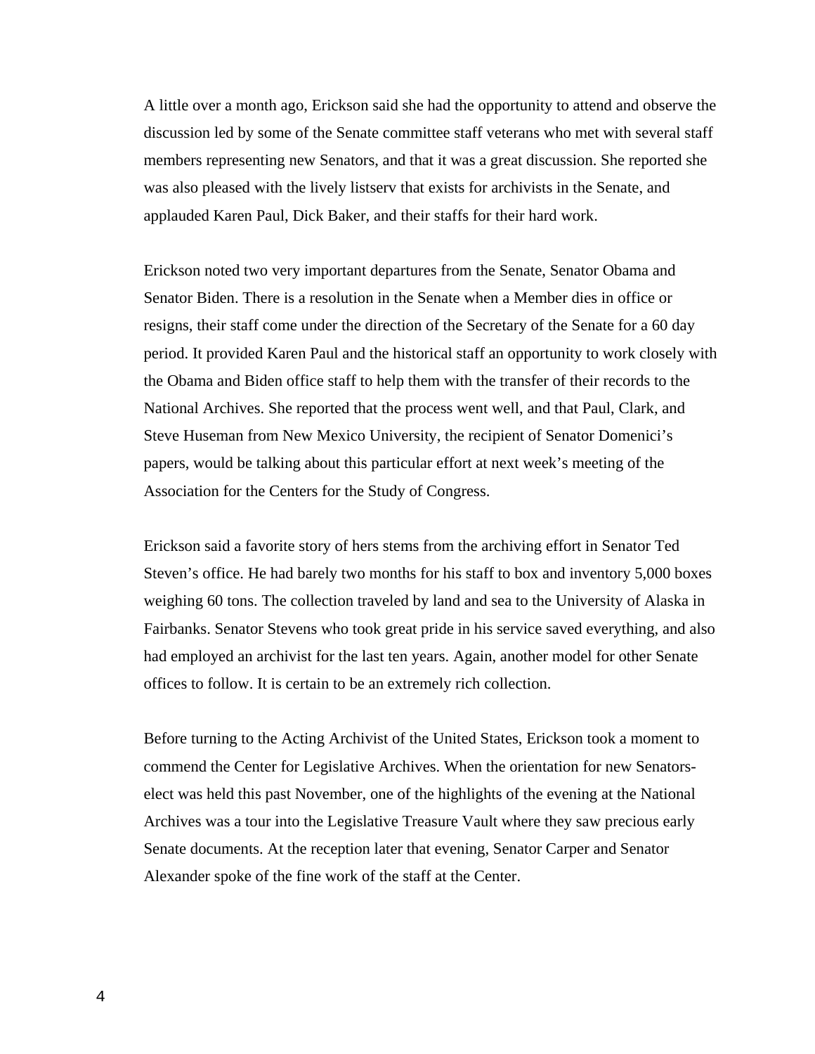A little over a month ago, Erickson said she had the opportunity to attend and observe the discussion led by some of the Senate committee staff veterans who met with several staff members representing new Senators, and that it was a great discussion. She reported she was also pleased with the lively listserv that exists for archivists in the Senate, and applauded Karen Paul, Dick Baker, and their staffs for their hard work.

Erickson noted two very important departures from the Senate, Senator Obama and Senator Biden. There is a resolution in the Senate when a Member dies in office or resigns, their staff come under the direction of the Secretary of the Senate for a 60 day period. It provided Karen Paul and the historical staff an opportunity to work closely with the Obama and Biden office staff to help them with the transfer of their records to the National Archives. She reported that the process went well, and that Paul, Clark, and Steve Huseman from New Mexico University, the recipient of Senator Domenici's papers, would be talking about this particular effort at next week's meeting of the Association for the Centers for the Study of Congress.

Erickson said a favorite story of hers stems from the archiving effort in Senator Ted Steven's office. He had barely two months for his staff to box and inventory 5,000 boxes weighing 60 tons. The collection traveled by land and sea to the University of Alaska in Fairbanks. Senator Stevens who took great pride in his service saved everything, and also had employed an archivist for the last ten years. Again, another model for other Senate offices to follow. It is certain to be an extremely rich collection.

Before turning to the Acting Archivist of the United States, Erickson took a moment to commend the Center for Legislative Archives. When the orientation for new Senators-elect was held this past November, one of the highlights of the evening at the National Archives was a tour into the Legislative Treasure Vault where they saw precious early Senate documents. At the reception later that evening, Senator Carper and Senator Alexander spoke of the fine work of the staff at the Center.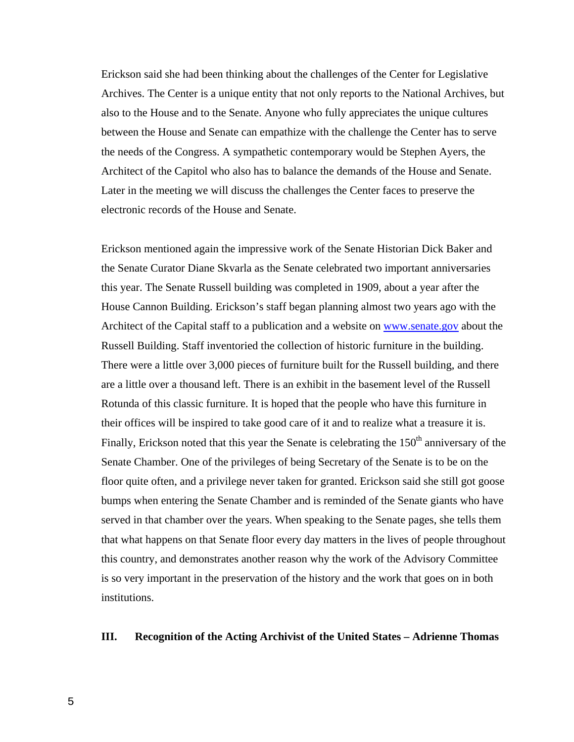Erickson said she had been thinking about the challenges of the Center for Legislative Archives. The Center is a unique entity that not only reports to the National Archives, but also to the House and to the Senate. Anyone who fully appreciates the unique cultures between the House and Senate can empathize with the challenge the Center has to serve the needs of the Congress. A sympathetic contemporary would be Stephen Ayers, the Architect of the Capitol who also has to balance the demands of the House and Senate. Later in the meeting we will discuss the challenges the Center faces to preserve the electronic records of the House and Senate.

Erickson mentioned again the impressive work of the Senate Historian Dick Baker and the Senate Curator Diane Skvarla as the Senate celebrated two important anniversaries this year. The Senate Russell building was completed in 1909, about a year after the House Cannon Building. Erickson's staff began planning almost two years ago with the Architect of the Capital staff to a publication and a website on [www.senate.gov](http://www.senate.gov) about the Russell Building. Staff inventoried the collection of historic furniture in the building. There were a little over 3,000 pieces of furniture built for the Russell building, and there are a little over a thousand left. There is an exhibit in the basement level of the Russell Rotunda of this classic furniture. It is hoped that the people who have this furniture in their offices will be inspired to take good care of it and to realize what a treasure it is. Finally, Erickson noted that this year the Senate is celebrating the 150th anniversary of the Senate Chamber. One of the privileges of being Secretary of the Senate is to be on the floor quite often, and a privilege never taken for granted. Erickson said she still got goose bumps when entering the Senate Chamber and is reminded of the Senate giants who have served in that chamber over the years. When speaking to the Senate pages, she tells them that what happens on that Senate floor every day matters in the lives of people throughout this country, and demonstrates another reason why the work of the Advisory Committee is so very important in the preservation of the history and the work that goes on in both institutions.

## III. Recognition of the Acting Archivist of the United States – Adrienne Thomas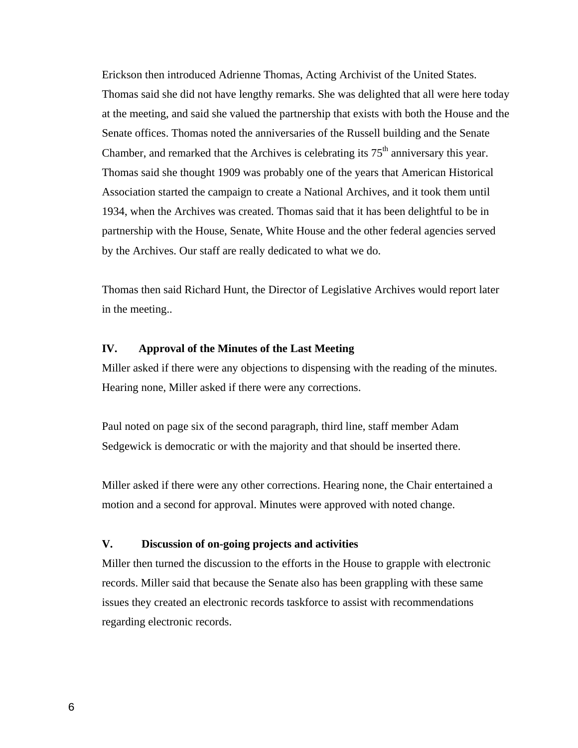Erickson then introduced Adrienne Thomas, Acting Archivist of the United States. Thomas said she did not have lengthy remarks. She was delighted that all were here today at the meeting, and said she valued the partnership that exists with both the House and the Senate offices. Thomas noted the anniversaries of the Russell building and the Senate Chamber, and remarked that the Archives is celebrating its 75th anniversary this year. Thomas said she thought 1909 was probably one of the years that American Historical Association started the campaign to create a National Archives, and it took them until 1934, when the Archives was created. Thomas said that it has been delightful to be in partnership with the House, Senate, White House and the other federal agencies served by the Archives. Our staff are really dedicated to what we do.

Thomas then said Richard Hunt, the Director of Legislative Archives would report later in the meeting..

### IV. Approval of the Minutes of the Last Meeting

Miller asked if there were any objections to dispensing with the reading of the minutes. Hearing none, Miller asked if there were any corrections.

Paul noted on page six of the second paragraph, third line, staff member Adam Sedgewick is democratic or with the majority and that should be inserted there.

Miller asked if there were any other corrections. Hearing none, the Chair entertained a motion and a second for approval. Minutes were approved with noted change.

### V. Discussion of on-going projects and activities

Miller then turned the discussion to the efforts in the House to grapple with electronic records. Miller said that because the Senate also has been grappling with these same issues they created an electronic records taskforce to assist with recommendations regarding electronic records.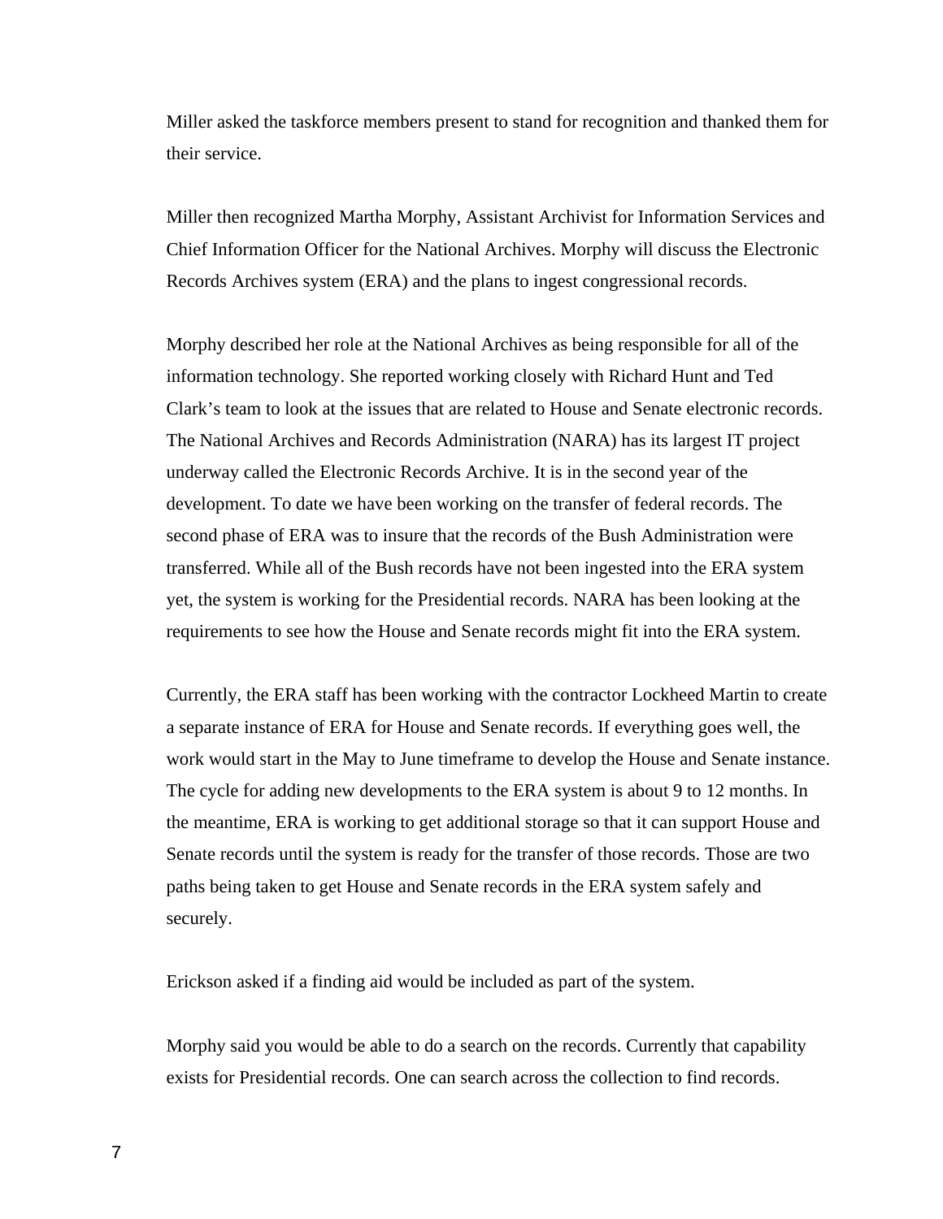Miller asked the taskforce members present to stand for recognition and thanked them for their service.

Miller then recognized Martha Morphy, Assistant Archivist for Information Services and Chief Information Officer for the National Archives. Morphy will discuss the Electronic Records Archives system (ERA) and the plans to ingest congressional records.

Morphy described her role at the National Archives as being responsible for all of the information technology. She reported working closely with Richard Hunt and Ted Clark's team to look at the issues that are related to House and Senate electronic records. The National Archives and Records Administration (NARA) has its largest IT project underway called the Electronic Records Archive. It is in the second year of the development. To date we have been working on the transfer of federal records. The second phase of ERA was to insure that the records of the Bush Administration were transferred. While all of the Bush records have not been ingested into the ERA system yet, the system is working for the Presidential records. NARA has been looking at the requirements to see how the House and Senate records might fit into the ERA system.

Currently, the ERA staff has been working with the contractor Lockheed Martin to create a separate instance of ERA for House and Senate records. If everything goes well, the work would start in the May to June timeframe to develop the House and Senate instance. The cycle for adding new developments to the ERA system is about 9 to 12 months. In the meantime, ERA is working to get additional storage so that it can support House and Senate records until the system is ready for the transfer of those records. Those are two paths being taken to get House and Senate records in the ERA system safely and securely.

Erickson asked if a finding aid would be included as part of the system.

Morphy said you would be able to do a search on the records. Currently that capability exists for Presidential records. One can search across the collection to find records.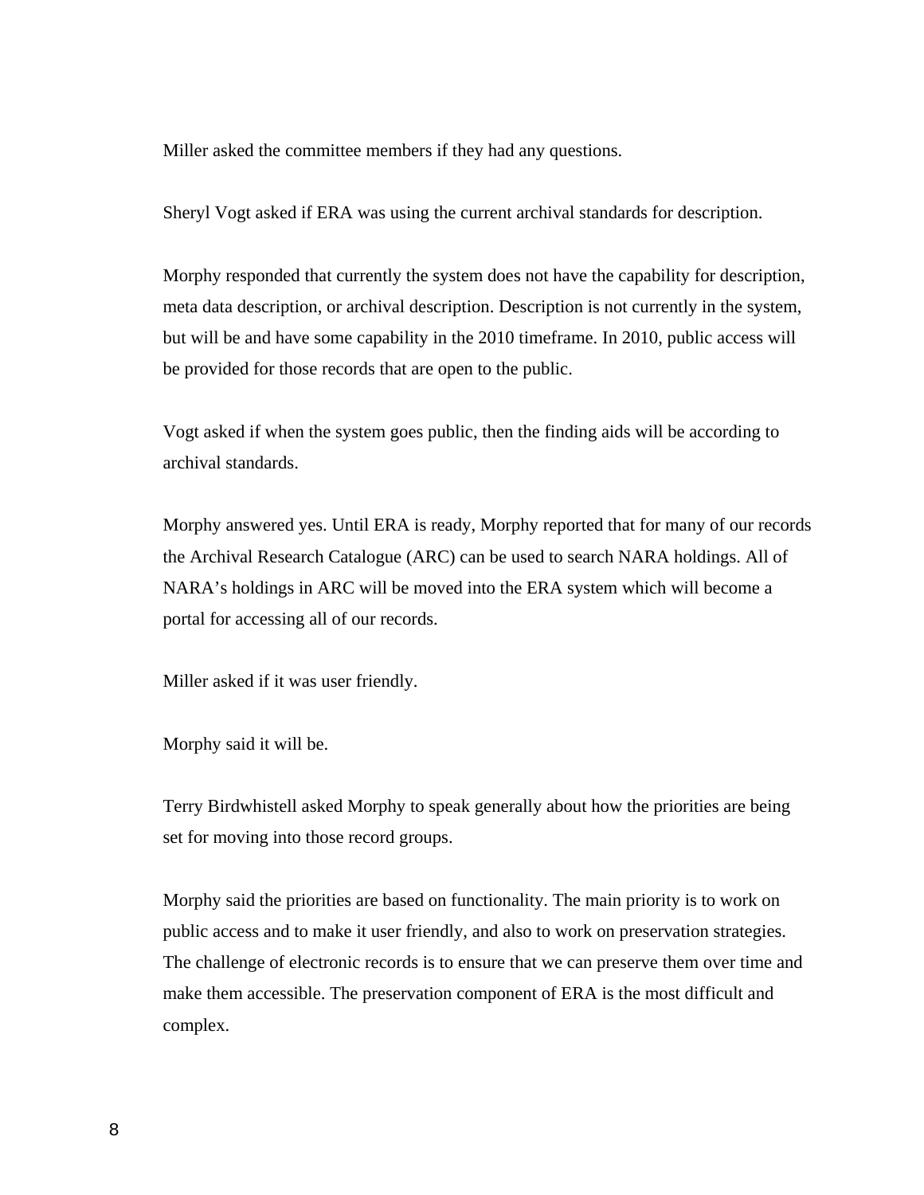Miller asked the committee members if they had any questions.

Sheryl Vogt asked if ERA was using the current archival standards for description.

Morphy responded that currently the system does not have the capability for description, meta data description, or archival description. Description is not currently in the system, but will be and have some capability in the 2010 timeframe. In 2010, public access will be provided for those records that are open to the public.

Vogt asked if when the system goes public, then the finding aids will be according to archival standards.

Morphy answered yes. Until ERA is ready, Morphy reported that for many of our records the Archival Research Catalogue (ARC) can be used to search NARA holdings. All of NARA's holdings in ARC will be moved into the ERA system which will become a portal for accessing all of our records.

Miller asked if it was user friendly.

Morphy said it will be.

Terry Birdwhistell asked Morphy to speak generally about how the priorities are being set for moving into those record groups.

Morphy said the priorities are based on functionality. The main priority is to work on public access and to make it user friendly, and also to work on preservation strategies. The challenge of electronic records is to ensure that we can preserve them over time and make them accessible. The preservation component of ERA is the most difficult and complex.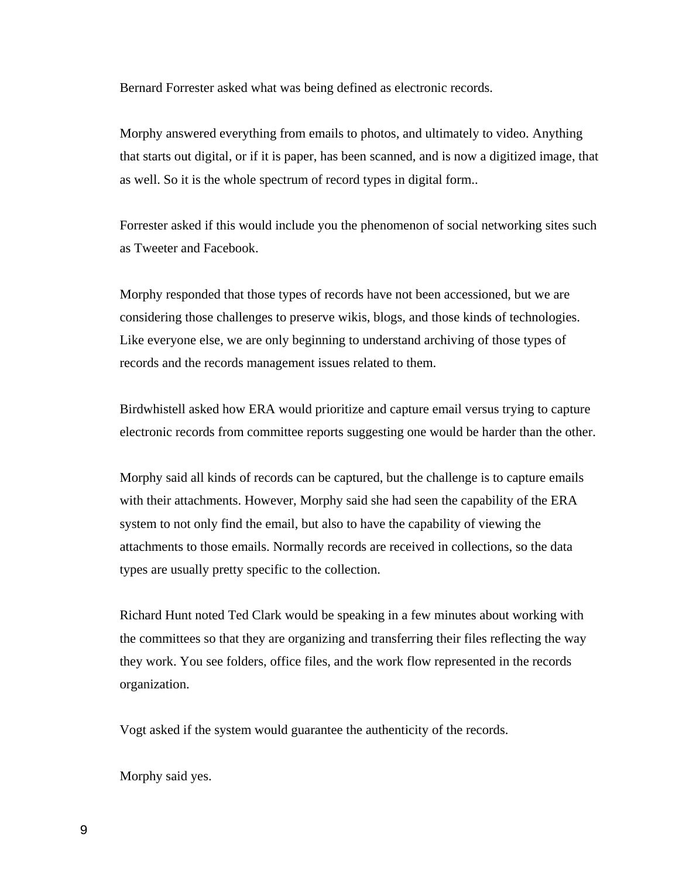Bernard Forrester asked what was being defined as electronic records.

Morphy answered everything from emails to photos, and ultimately to video. Anything that starts out digital, or if it is paper, has been scanned, and is now a digitized image, that as well. So it is the whole spectrum of record types in digital form..

Forrester asked if this would include you the phenomenon of social networking sites such as Tweeter and Facebook.

Morphy responded that those types of records have not been accessioned, but we are considering those challenges to preserve wikis, blogs, and those kinds of technologies. Like everyone else, we are only beginning to understand archiving of those types of records and the records management issues related to them.

Birdwhistell asked how ERA would prioritize and capture email versus trying to capture electronic records from committee reports suggesting one would be harder than the other.

Morphy said all kinds of records can be captured, but the challenge is to capture emails with their attachments. However, Morphy said she had seen the capability of the ERA system to not only find the email, but also to have the capability of viewing the attachments to those emails. Normally records are received in collections, so the data types are usually pretty specific to the collection.

Richard Hunt noted Ted Clark would be speaking in a few minutes about working with the committees so that they are organizing and transferring their files reflecting the way they work. You see folders, office files, and the work flow represented in the records organization.

Vogt asked if the system would guarantee the authenticity of the records.

Morphy said yes.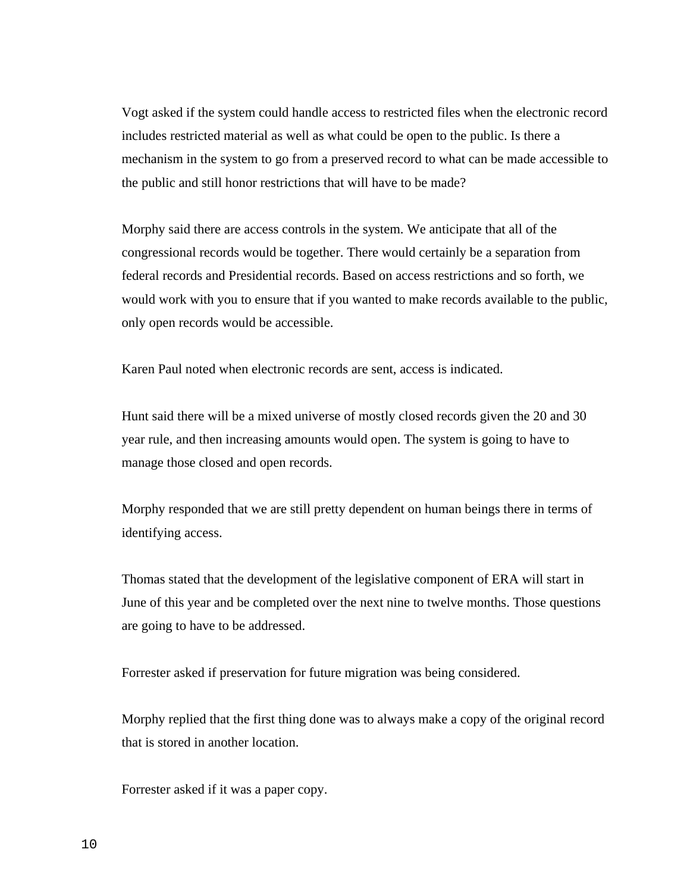Vogt asked if the system could handle access to restricted files when the electronic record includes restricted material as well as what could be open to the public. Is there a mechanism in the system to go from a preserved record to what can be made accessible to the public and still honor restrictions that will have to be made?

Morphy said there are access controls in the system. We anticipate that all of the congressional records would be together. There would certainly be a separation from federal records and Presidential records. Based on access restrictions and so forth, we would work with you to ensure that if you wanted to make records available to the public, only open records would be accessible.

Karen Paul noted when electronic records are sent, access is indicated.

Hunt said there will be a mixed universe of mostly closed records given the 20 and 30 year rule, and then increasing amounts would open. The system is going to have to manage those closed and open records.

Morphy responded that we are still pretty dependent on human beings there in terms of identifying access.

Thomas stated that the development of the legislative component of ERA will start in June of this year and be completed over the next nine to twelve months. Those questions are going to have to be addressed.

Forrester asked if preservation for future migration was being considered.

Morphy replied that the first thing done was to always make a copy of the original record that is stored in another location.

Forrester asked if it was a paper copy.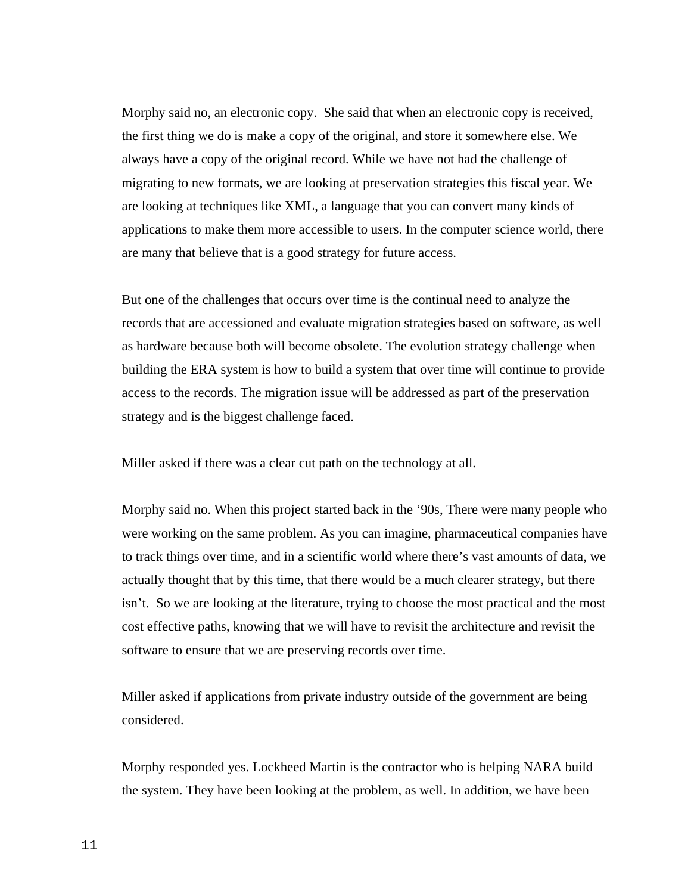Morphy said no, an electronic copy. She said that when an electronic copy is received, the first thing we do is make a copy of the original, and store it somewhere else. We always have a copy of the original record. While we have not had the challenge of migrating to new formats, we are looking at preservation strategies this fiscal year. We are looking at techniques like XML, a language that you can convert many kinds of applications to make them more accessible to users. In the computer science world, there are many that believe that is a good strategy for future access.

But one of the challenges that occurs over time is the continual need to analyze the records that are accessioned and evaluate migration strategies based on software, as well as hardware because both will become obsolete. The evolution strategy challenge when building the ERA system is how to build a system that over time will continue to provide access to the records. The migration issue will be addressed as part of the preservation strategy and is the biggest challenge faced.

Miller asked if there was a clear cut path on the technology at all.

Morphy said no. When this project started back in the '90s, There were many people who were working on the same problem. As you can imagine, pharmaceutical companies have to track things over time, and in a scientific world where there's vast amounts of data, we actually thought that by this time, that there would be a much clearer strategy, but there isn't. So we are looking at the literature, trying to choose the most practical and the most cost effective paths, knowing that we will have to revisit the architecture and revisit the software to ensure that we are preserving records over time.

Miller asked if applications from private industry outside of the government are being considered.

Morphy responded yes. Lockheed Martin is the contractor who is helping NARA build the system. They have been looking at the problem, as well. In addition, we have been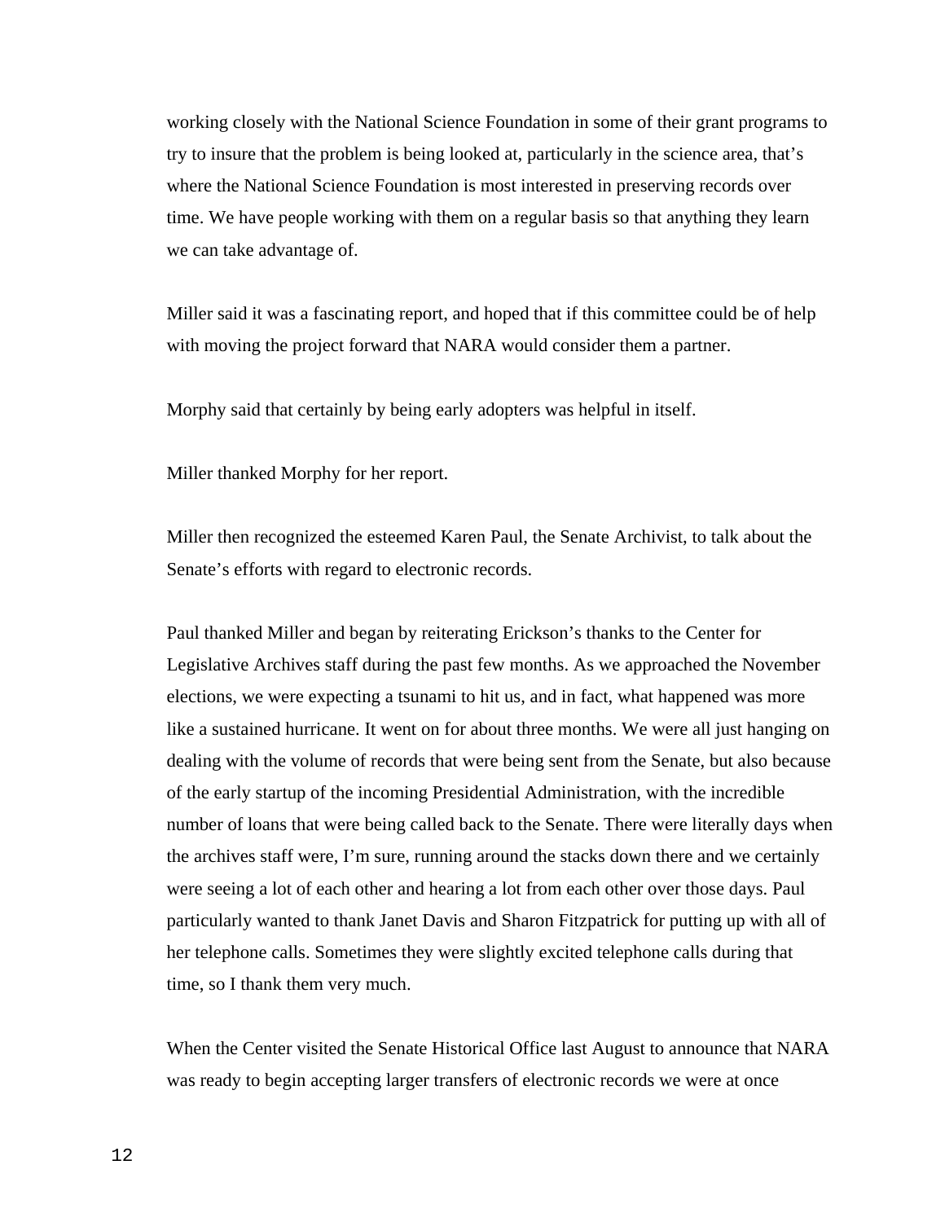working closely with the National Science Foundation in some of their grant programs to try to insure that the problem is being looked at, particularly in the science area, that's where the National Science Foundation is most interested in preserving records over time. We have people working with them on a regular basis so that anything they learn we can take advantage of.

Miller said it was a fascinating report, and hoped that if this committee could be of help with moving the project forward that NARA would consider them a partner.

Morphy said that certainly by being early adopters was helpful in itself.

Miller thanked Morphy for her report.

Miller then recognized the esteemed Karen Paul, the Senate Archivist, to talk about the Senate's efforts with regard to electronic records.

Paul thanked Miller and began by reiterating Erickson's thanks to the Center for Legislative Archives staff during the past few months. As we approached the November elections, we were expecting a tsunami to hit us, and in fact, what happened was more like a sustained hurricane. It went on for about three months. We were all just hanging on dealing with the volume of records that were being sent from the Senate, but also because of the early startup of the incoming Presidential Administration, with the incredible number of loans that were being called back to the Senate. There were literally days when the archives staff were, I'm sure, running around the stacks down there and we certainly were seeing a lot of each other and hearing a lot from each other over those days. Paul particularly wanted to thank Janet Davis and Sharon Fitzpatrick for putting up with all of her telephone calls. Sometimes they were slightly excited telephone calls during that time, so I thank them very much.

When the Center visited the Senate Historical Office last August to announce that NARA was ready to begin accepting larger transfers of electronic records we were at once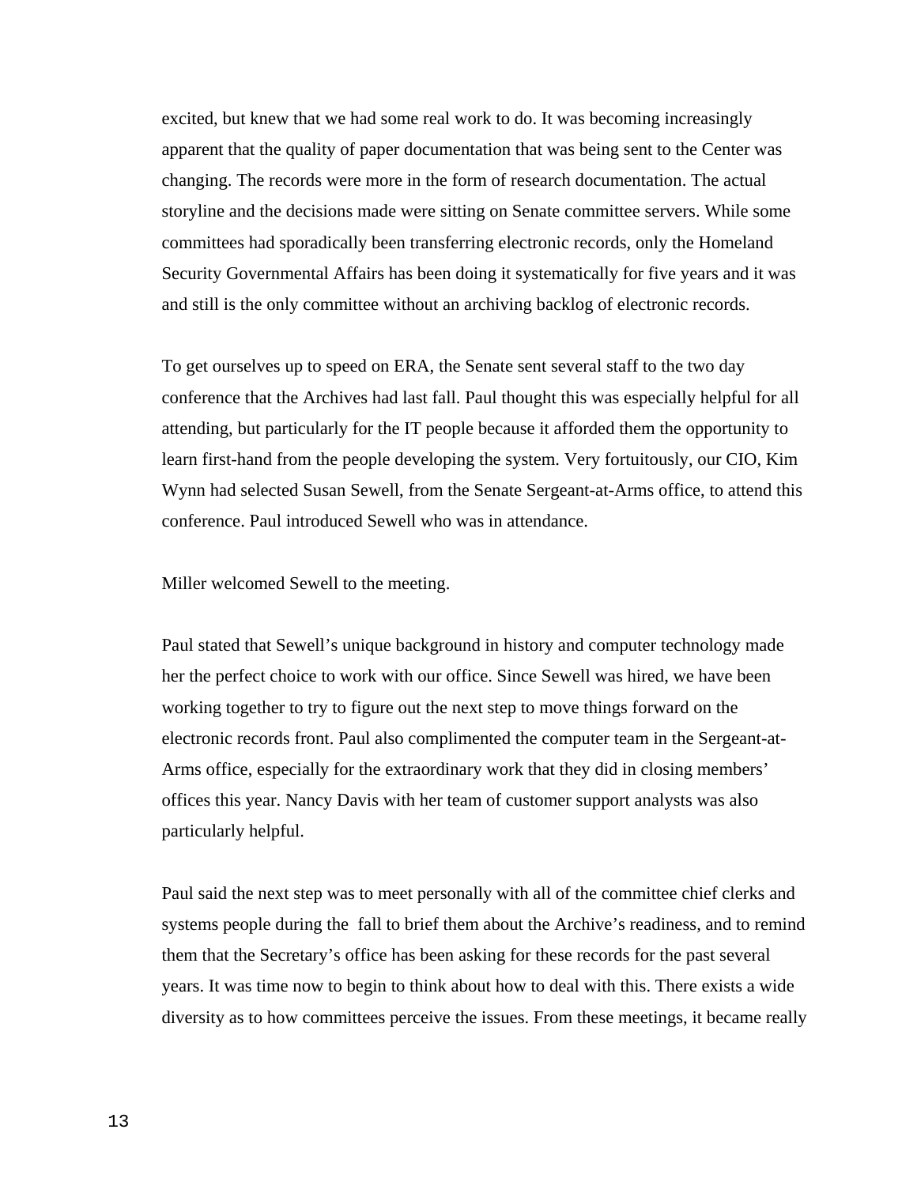excited, but knew that we had some real work to do. It was becoming increasingly apparent that the quality of paper documentation that was being sent to the Center was changing. The records were more in the form of research documentation. The actual storyline and the decisions made were sitting on Senate committee servers. While some committees had sporadically been transferring electronic records, only the Homeland Security Governmental Affairs has been doing it systematically for five years and it was and still is the only committee without an archiving backlog of electronic records.

To get ourselves up to speed on ERA, the Senate sent several staff to the two day conference that the Archives had last fall. Paul thought this was especially helpful for all attending, but particularly for the IT people because it afforded them the opportunity to learn first-hand from the people developing the system. Very fortuitously, our CIO, Kim Wynn had selected Susan Sewell, from the Senate Sergeant-at-Arms office, to attend this conference. Paul introduced Sewell who was in attendance.

Miller welcomed Sewell to the meeting.

Paul stated that Sewell's unique background in history and computer technology made her the perfect choice to work with our office. Since Sewell was hired, we have been working together to try to figure out the next step to move things forward on the electronic records front. Paul also complimented the computer team in the Sergeant-at-Arms office, especially for the extraordinary work that they did in closing members' offices this year. Nancy Davis with her team of customer support analysts was also particularly helpful.

Paul said the next step was to meet personally with all of the committee chief clerks and systems people during the fall to brief them about the Archive's readiness, and to remind them that the Secretary's office has been asking for these records for the past several years. It was time now to begin to think about how to deal with this. There exists a wide diversity as to how committees perceive the issues. From these meetings, it became really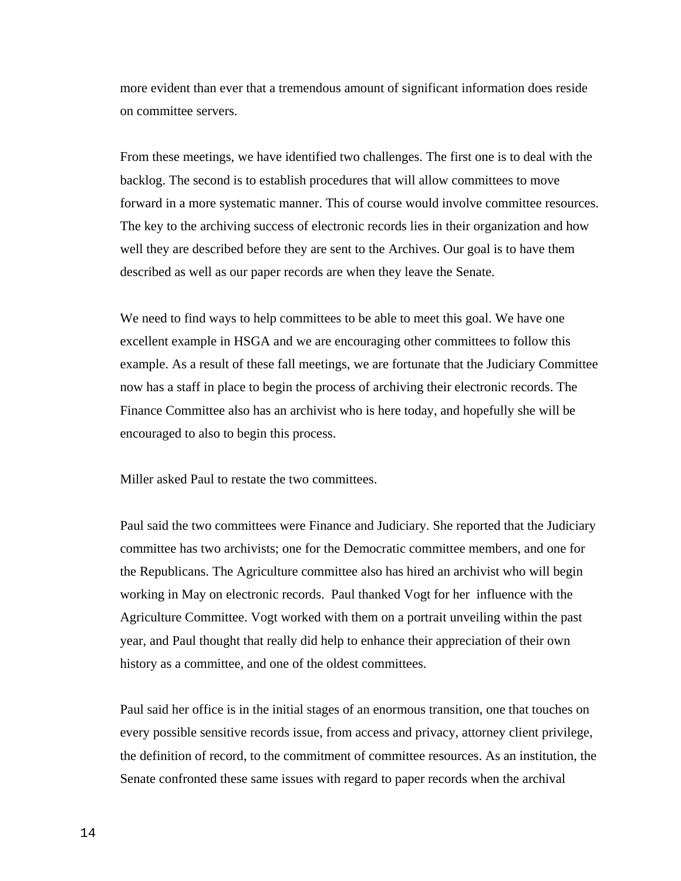more evident than ever that a tremendous amount of significant information does reside on committee servers.

From these meetings, we have identified two challenges. The first one is to deal with the backlog. The second is to establish procedures that will allow committees to move forward in a more systematic manner. This of course would involve committee resources. The key to the archiving success of electronic records lies in their organization and how well they are described before they are sent to the Archives. Our goal is to have them described as well as our paper records are when they leave the Senate.

We need to find ways to help committees to be able to meet this goal. We have one excellent example in HSGA and we are encouraging other committees to follow this example. As a result of these fall meetings, we are fortunate that the Judiciary Committee now has a staff in place to begin the process of archiving their electronic records. The Finance Committee also has an archivist who is here today, and hopefully she will be encouraged to also to begin this process.

Miller asked Paul to restate the two committees.

Paul said the two committees were Finance and Judiciary. She reported that the Judiciary committee has two archivists; one for the Democratic committee members, and one for the Republicans. The Agriculture committee also has hired an archivist who will begin working in May on electronic records. Paul thanked Vogt for her influence with the Agriculture Committee. Vogt worked with them on a portrait unveiling within the past year, and Paul thought that really did help to enhance their appreciation of their own history as a committee, and one of the oldest committees.

Paul said her office is in the initial stages of an enormous transition, one that touches on every possible sensitive records issue, from access and privacy, attorney client privilege, the definition of record, to the commitment of committee resources. As an institution, the Senate confronted these same issues with regard to paper records when the archival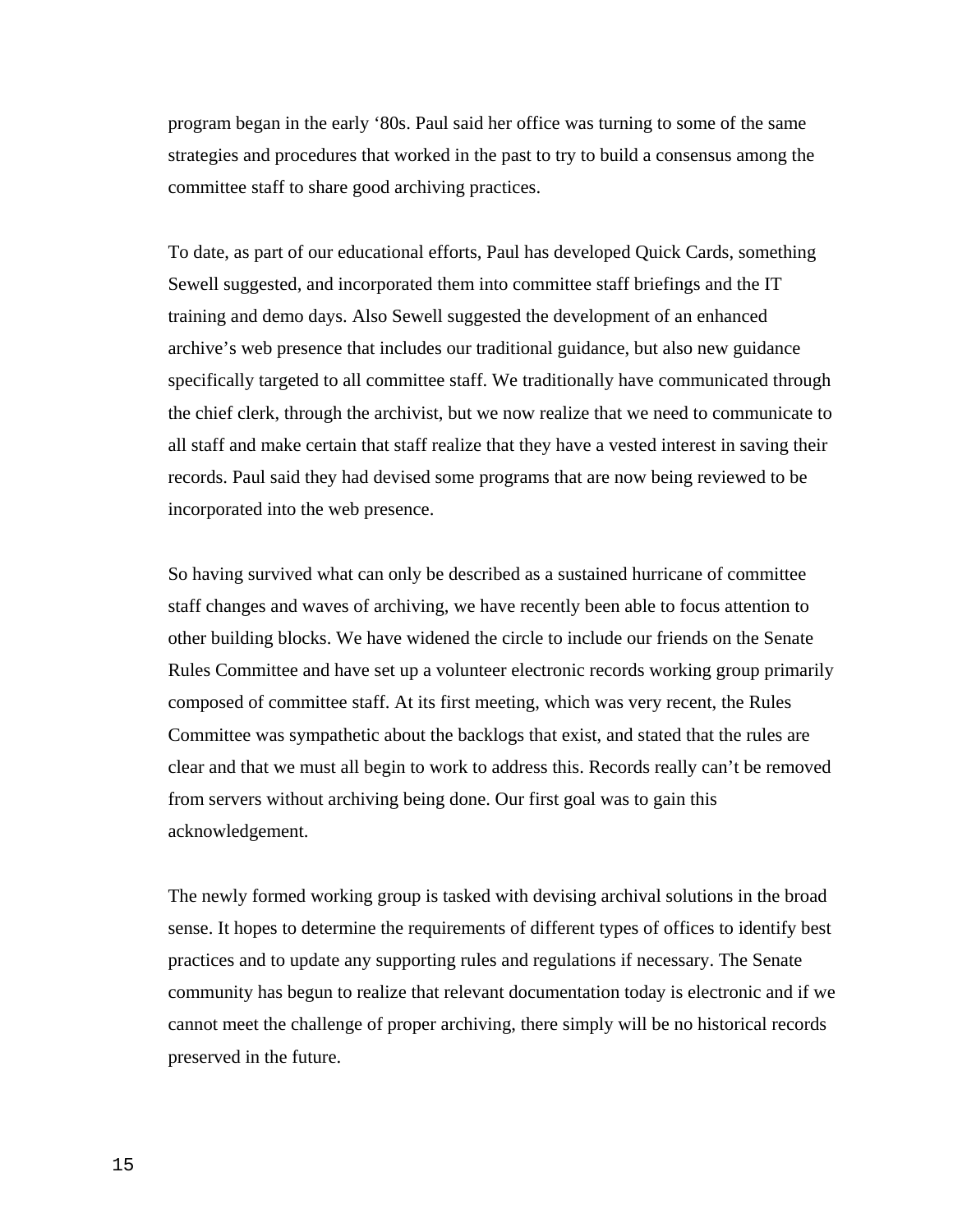program began in the early '80s. Paul said her office was turning to some of the same strategies and procedures that worked in the past to try to build a consensus among the committee staff to share good archiving practices.

To date, as part of our educational efforts, Paul has developed Quick Cards, something Sewell suggested, and incorporated them into committee staff briefings and the IT training and demo days. Also Sewell suggested the development of an enhanced archive's web presence that includes our traditional guidance, but also new guidance specifically targeted to all committee staff. We traditionally have communicated through the chief clerk, through the archivist, but we now realize that we need to communicate to all staff and make certain that staff realize that they have a vested interest in saving their records. Paul said they had devised some programs that are now being reviewed to be incorporated into the web presence.

So having survived what can only be described as a sustained hurricane of committee staff changes and waves of archiving, we have recently been able to focus attention to other building blocks. We have widened the circle to include our friends on the Senate Rules Committee and have set up a volunteer electronic records working group primarily composed of committee staff. At its first meeting, which was very recent, the Rules Committee was sympathetic about the backlogs that exist, and stated that the rules are clear and that we must all begin to work to address this. Records really can't be removed from servers without archiving being done. Our first goal was to gain this acknowledgement.

The newly formed working group is tasked with devising archival solutions in the broad sense. It hopes to determine the requirements of different types of offices to identify best practices and to update any supporting rules and regulations if necessary. The Senate community has begun to realize that relevant documentation today is electronic and if we cannot meet the challenge of proper archiving, there simply will be no historical records preserved in the future.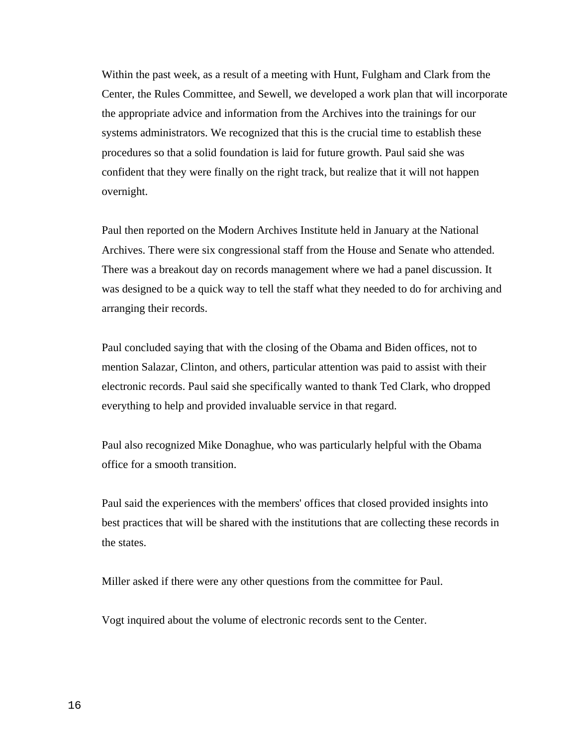Within the past week, as a result of a meeting with Hunt, Fulgham and Clark from the Center, the Rules Committee, and Sewell, we developed a work plan that will incorporate the appropriate advice and information from the Archives into the trainings for our systems administrators. We recognized that this is the crucial time to establish these procedures so that a solid foundation is laid for future growth. Paul said she was confident that they were finally on the right track, but realize that it will not happen overnight.

Paul then reported on the Modern Archives Institute held in January at the National Archives. There were six congressional staff from the House and Senate who attended. There was a breakout day on records management where we had a panel discussion. It was designed to be a quick way to tell the staff what they needed to do for archiving and arranging their records.

Paul concluded saying that with the closing of the Obama and Biden offices, not to mention Salazar, Clinton, and others, particular attention was paid to assist with their electronic records. Paul said she specifically wanted to thank Ted Clark, who dropped everything to help and provided invaluable service in that regard.

Paul also recognized Mike Donaghue, who was particularly helpful with the Obama office for a smooth transition.

Paul said the experiences with the members' offices that closed provided insights into best practices that will be shared with the institutions that are collecting these records in the states.

Miller asked if there were any other questions from the committee for Paul.

Vogt inquired about the volume of electronic records sent to the Center.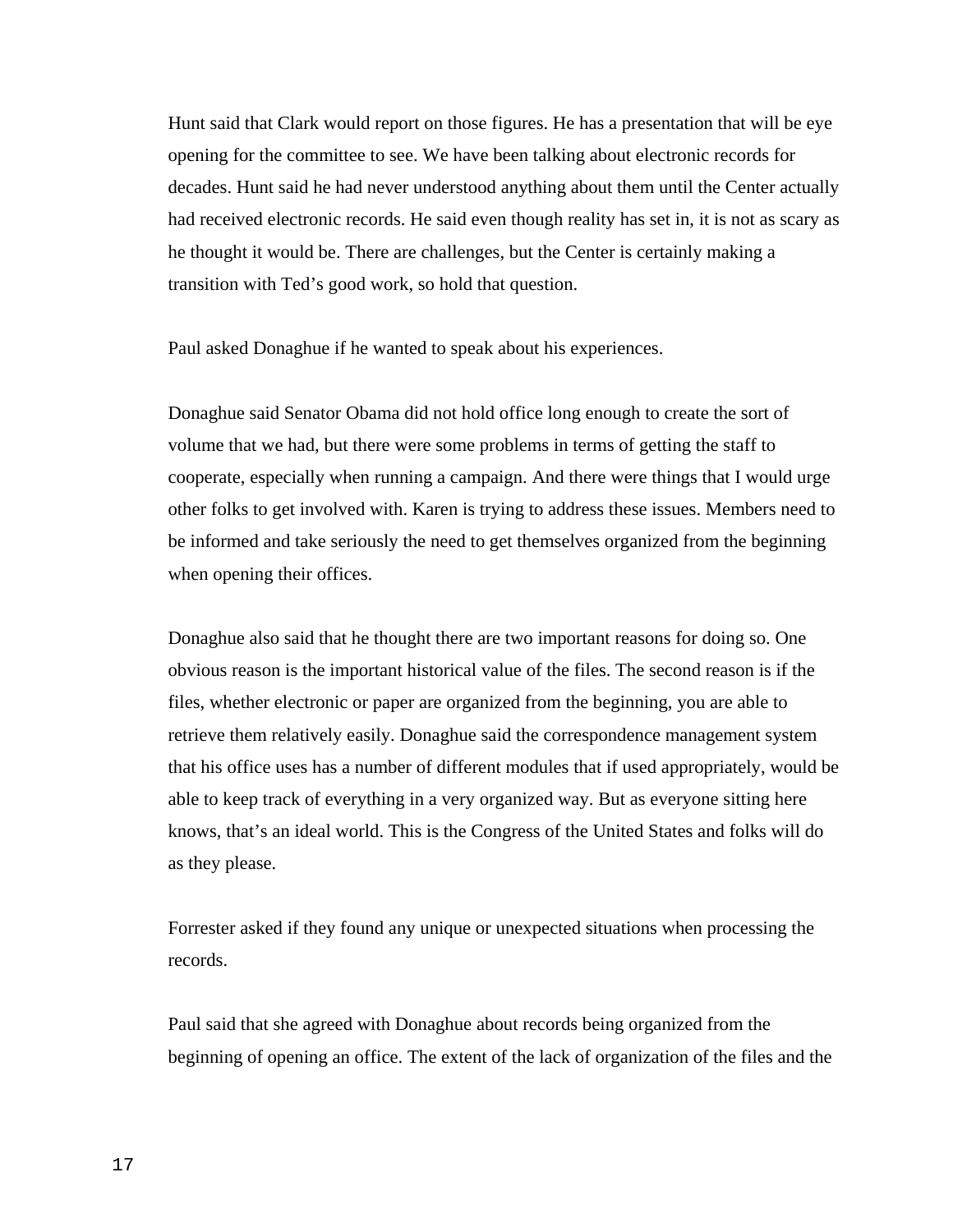Hunt said that Clark would report on those figures. He has a presentation that will be eye opening for the committee to see. We have been talking about electronic records for decades. Hunt said he had never understood anything about them until the Center actually had received electronic records. He said even though reality has set in, it is not as scary as he thought it would be. There are challenges, but the Center is certainly making a transition with Ted's good work, so hold that question.

Paul asked Donaghue if he wanted to speak about his experiences.

Donaghue said Senator Obama did not hold office long enough to create the sort of volume that we had, but there were some problems in terms of getting the staff to cooperate, especially when running a campaign. And there were things that I would urge other folks to get involved with. Karen is trying to address these issues. Members need to be informed and take seriously the need to get themselves organized from the beginning when opening their offices.

Donaghue also said that he thought there are two important reasons for doing so. One obvious reason is the important historical value of the files. The second reason is if the files, whether electronic or paper are organized from the beginning, you are able to retrieve them relatively easily. Donaghue said the correspondence management system that his office uses has a number of different modules that if used appropriately, would be able to keep track of everything in a very organized way. But as everyone sitting here knows, that's an ideal world. This is the Congress of the United States and folks will do as they please.

Forrester asked if they found any unique or unexpected situations when processing the records.

Paul said that she agreed with Donaghue about records being organized from the beginning of opening an office. The extent of the lack of organization of the files and the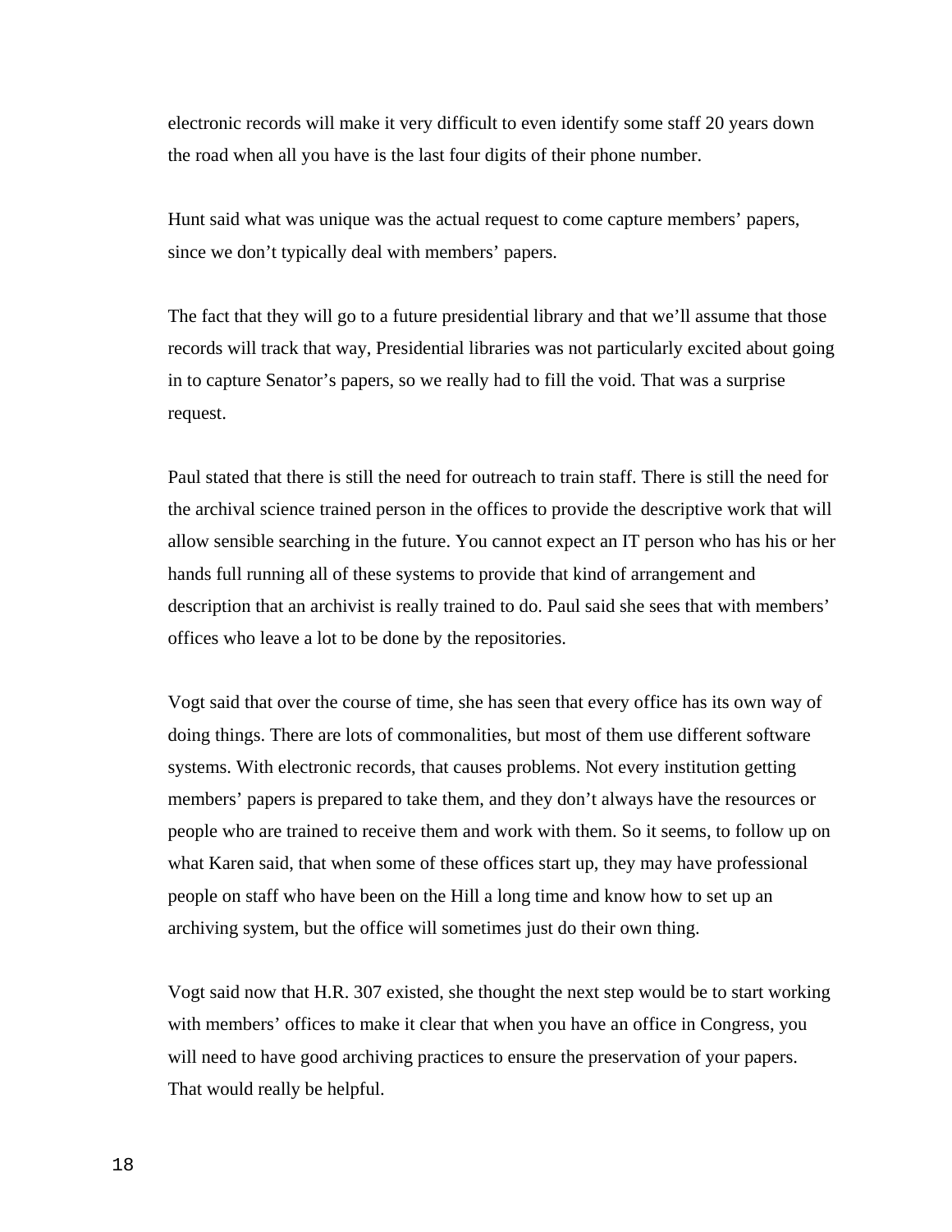electronic records will make it very difficult to even identify some staff 20 years down the road when all you have is the last four digits of their phone number.

Hunt said what was unique was the actual request to come capture members' papers, since we don't typically deal with members' papers.

The fact that they will go to a future presidential library and that we'll assume that those records will track that way, Presidential libraries was not particularly excited about going in to capture Senator's papers, so we really had to fill the void. That was a surprise request.

Paul stated that there is still the need for outreach to train staff. There is still the need for the archival science trained person in the offices to provide the descriptive work that will allow sensible searching in the future. You cannot expect an IT person who has his or her hands full running all of these systems to provide that kind of arrangement and description that an archivist is really trained to do. Paul said she sees that with members' offices who leave a lot to be done by the repositories.

Vogt said that over the course of time, she has seen that every office has its own way of doing things. There are lots of commonalities, but most of them use different software systems. With electronic records, that causes problems. Not every institution getting members' papers is prepared to take them, and they don't always have the resources or people who are trained to receive them and work with them. So it seems, to follow up on what Karen said, that when some of these offices start up, they may have professional people on staff who have been on the Hill a long time and know how to set up an archiving system, but the office will sometimes just do their own thing.

Vogt said now that H.R. 307 existed, she thought the next step would be to start working with members' offices to make it clear that when you have an office in Congress, you will need to have good archiving practices to ensure the preservation of your papers. That would really be helpful.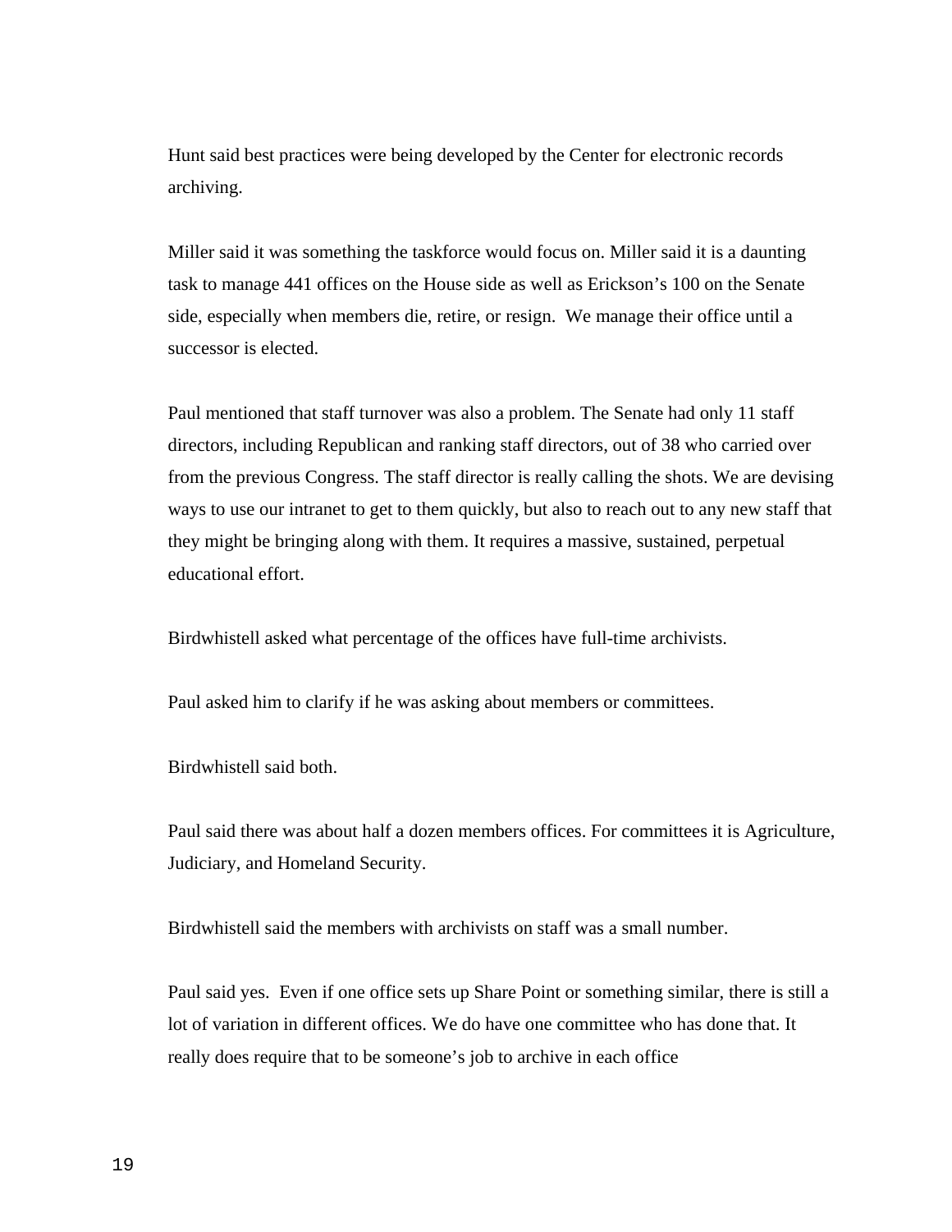Hunt said best practices were being developed by the Center for electronic records archiving.

Miller said it was something the taskforce would focus on. Miller said it is a daunting task to manage 441 offices on the House side as well as Erickson's 100 on the Senate side, especially when members die, retire, or resign. We manage their office until a successor is elected.

Paul mentioned that staff turnover was also a problem. The Senate had only 11 staff directors, including Republican and ranking staff directors, out of 38 who carried over from the previous Congress. The staff director is really calling the shots. We are devising ways to use our intranet to get to them quickly, but also to reach out to any new staff that they might be bringing along with them. It requires a massive, sustained, perpetual educational effort.

Birdwhistell asked what percentage of the offices have full-time archivists.

Paul asked him to clarify if he was asking about members or committees.

Birdwhistell said both.

Paul said there was about half a dozen members offices. For committees it is Agriculture, Judiciary, and Homeland Security.

Birdwhistell said the members with archivists on staff was a small number.

Paul said yes. Even if one office sets up Share Point or something similar, there is still a lot of variation in different offices. We do have one committee who has done that. It really does require that to be someone's job to archive in each office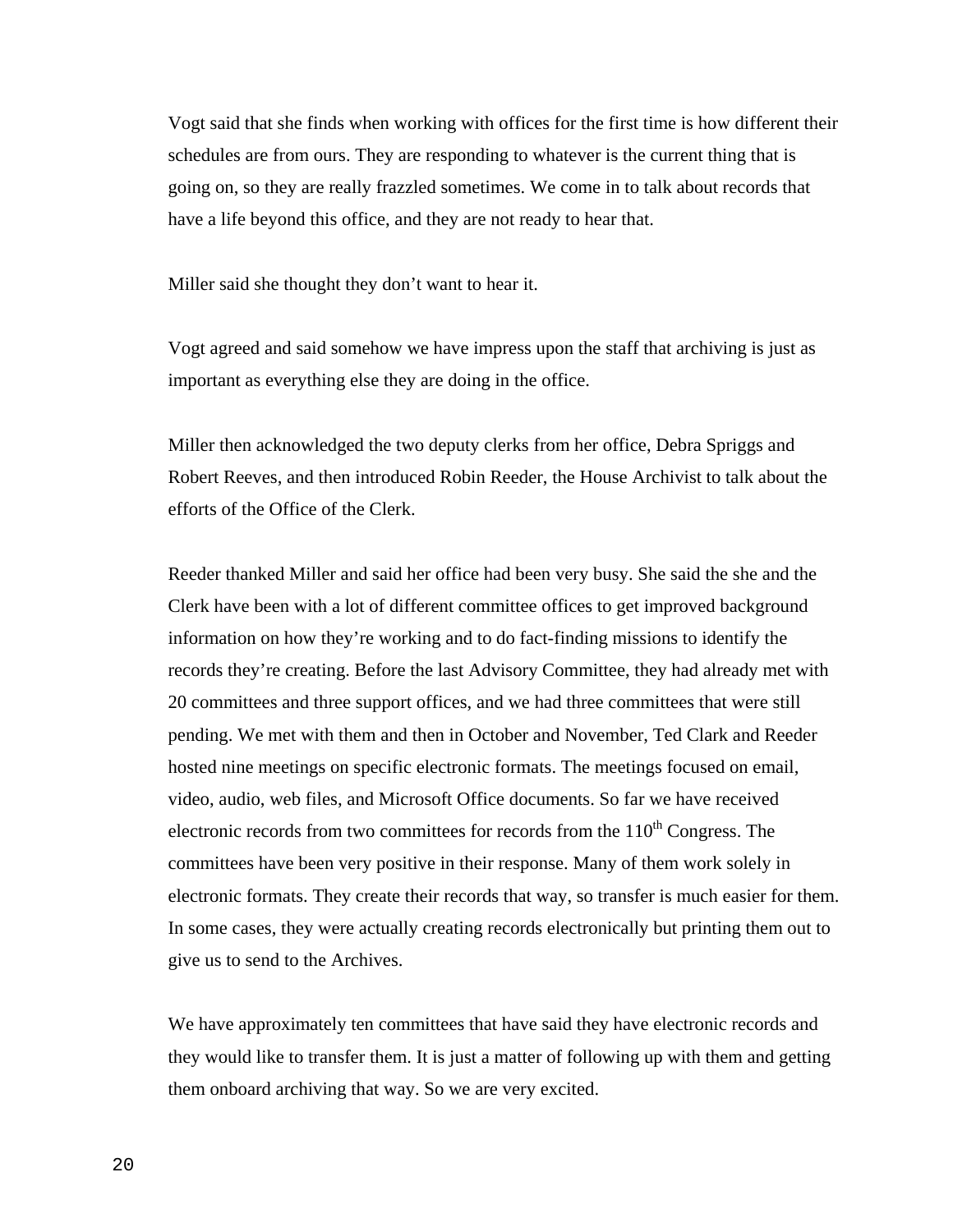Vogt said that she finds when working with offices for the first time is how different their schedules are from ours. They are responding to whatever is the current thing that is going on, so they are really frazzled sometimes. We come in to talk about records that have a life beyond this office, and they are not ready to hear that.

Miller said she thought they don't want to hear it.

Vogt agreed and said somehow we have impress upon the staff that archiving is just as important as everything else they are doing in the office.

Miller then acknowledged the two deputy clerks from her office, Debra Spriggs and Robert Reeves, and then introduced Robin Reeder, the House Archivist to talk about the efforts of the Office of the Clerk.

Reeder thanked Miller and said her office had been very busy. She said the she and the Clerk have been with a lot of different committee offices to get improved background information on how they're working and to do fact-finding missions to identify the records they're creating. Before the last Advisory Committee, they had already met with 20 committees and three support offices, and we had three committees that were still pending. We met with them and then in October and November, Ted Clark and Reeder hosted nine meetings on specific electronic formats. The meetings focused on email, video, audio, web files, and Microsoft Office documents. So far we have received electronic records from two committees for records from the 110th Congress. The committees have been very positive in their response. Many of them work solely in electronic formats. They create their records that way, so transfer is much easier for them. In some cases, they were actually creating records electronically but printing them out to give us to send to the Archives.

We have approximately ten committees that have said they have electronic records and they would like to transfer them. It is just a matter of following up with them and getting them onboard archiving that way. So we are very excited.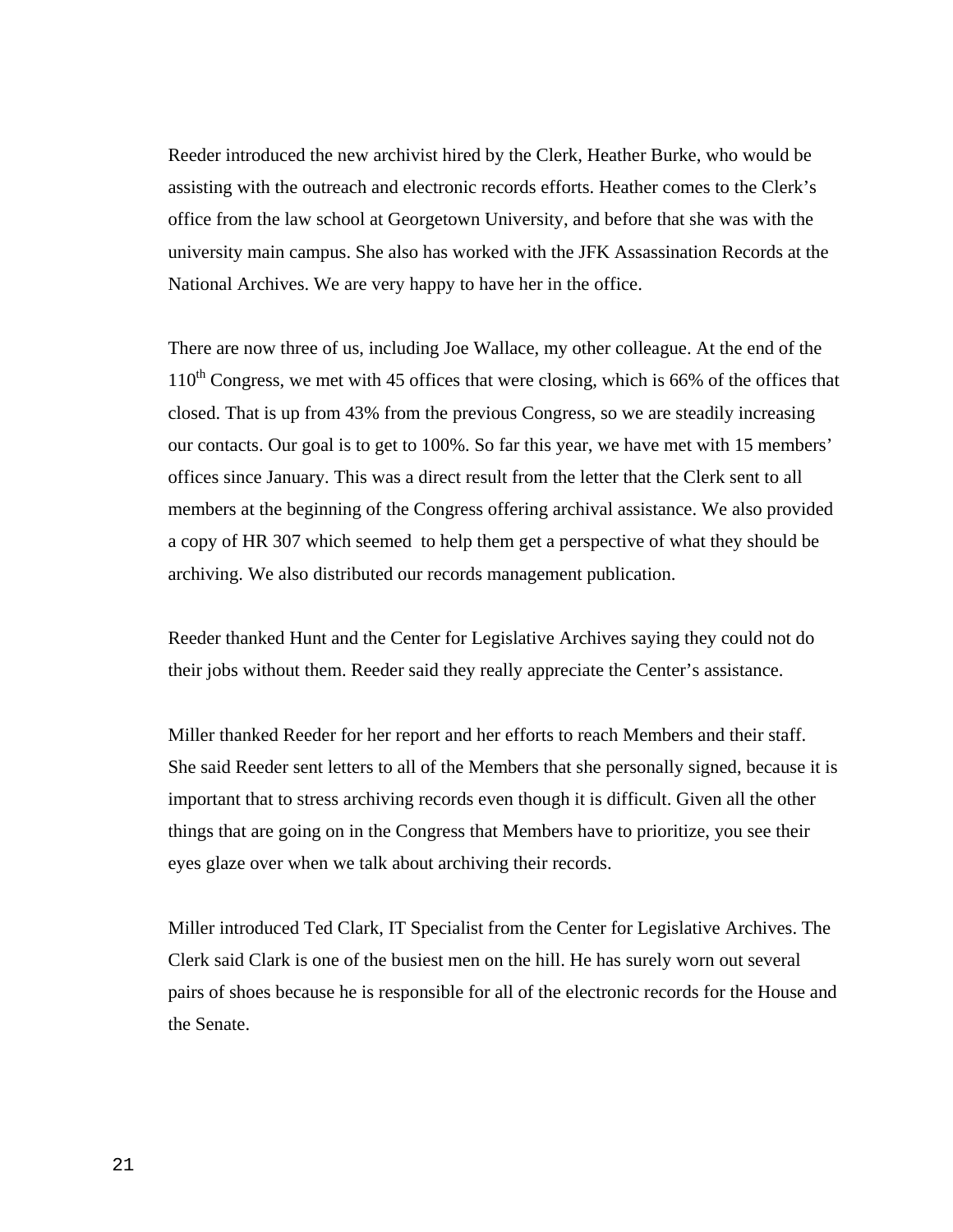Reeder introduced the new archivist hired by the Clerk, Heather Burke, who would be assisting with the outreach and electronic records efforts. Heather comes to the Clerk's office from the law school at Georgetown University, and before that she was with the university main campus. She also has worked with the JFK Assassination Records at the National Archives. We are very happy to have her in the office.

There are now three of us, including Joe Wallace, my other colleague. At the end of the 110th Congress, we met with 45 offices that were closing, which is 66% of the offices that closed. That is up from 43% from the previous Congress, so we are steadily increasing our contacts. Our goal is to get to 100%. So far this year, we have met with 15 members' offices since January. This was a direct result from the letter that the Clerk sent to all members at the beginning of the Congress offering archival assistance. We also provided a copy of HR 307 which seemed to help them get a perspective of what they should be archiving. We also distributed our records management publication.

Reeder thanked Hunt and the Center for Legislative Archives saying they could not do their jobs without them. Reeder said they really appreciate the Center's assistance.

Miller thanked Reeder for her report and her efforts to reach Members and their staff. She said Reeder sent letters to all of the Members that she personally signed, because it is important that to stress archiving records even though it is difficult. Given all the other things that are going on in the Congress that Members have to prioritize, you see their eyes glaze over when we talk about archiving their records.

Miller introduced Ted Clark, IT Specialist from the Center for Legislative Archives. The Clerk said Clark is one of the busiest men on the hill. He has surely worn out several pairs of shoes because he is responsible for all of the electronic records for the House and the Senate.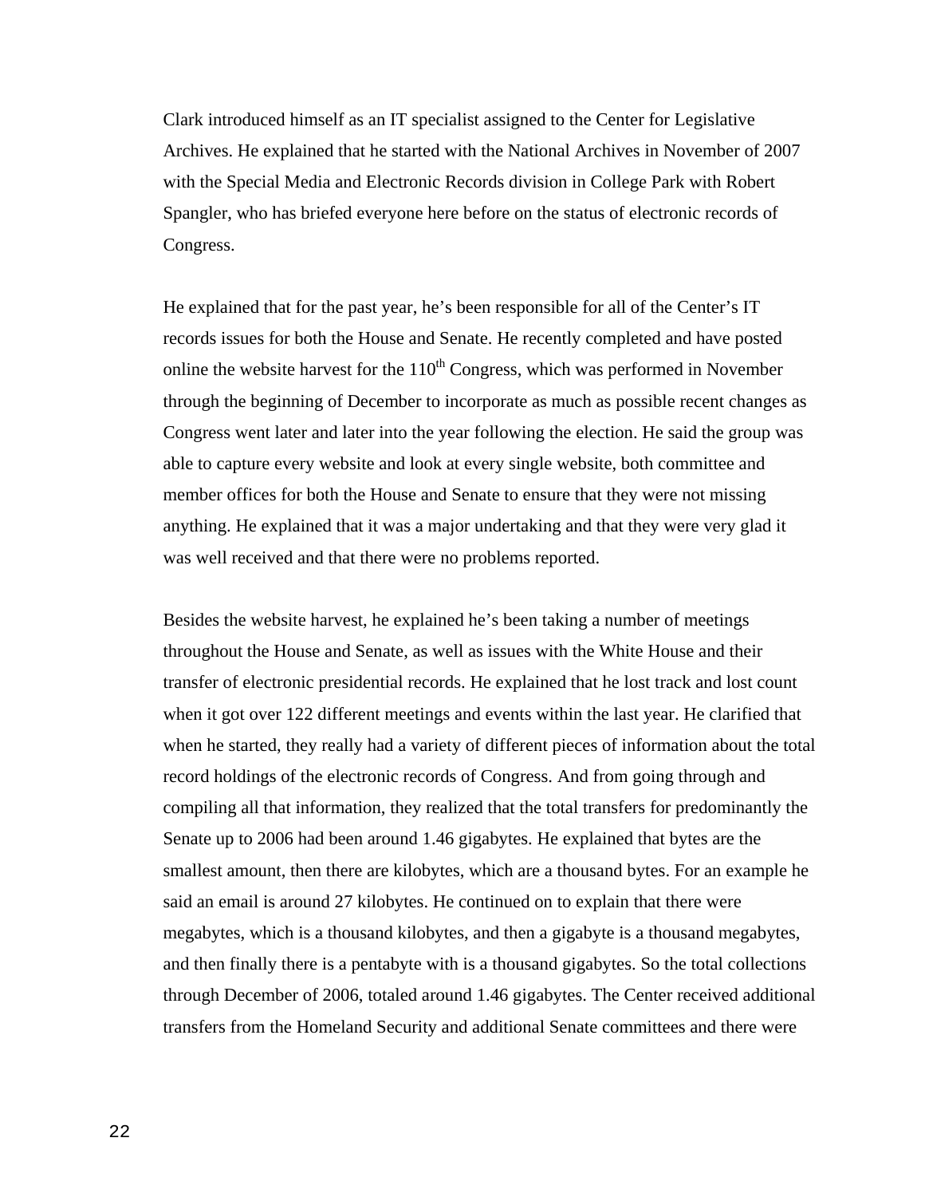Clark introduced himself as an IT specialist assigned to the Center for Legislative Archives. He explained that he started with the National Archives in November of 2007 with the Special Media and Electronic Records division in College Park with Robert Spangler, who has briefed everyone here before on the status of electronic records of Congress.

He explained that for the past year, he's been responsible for all of the Center's IT records issues for both the House and Senate. He recently completed and have posted online the website harvest for the 110th Congress, which was performed in November through the beginning of December to incorporate as much as possible recent changes as Congress went later and later into the year following the election. He said the group was able to capture every website and look at every single website, both committee and member offices for both the House and Senate to ensure that they were not missing anything. He explained that it was a major undertaking and that they were very glad it was well received and that there were no problems reported.

Besides the website harvest, he explained he's been taking a number of meetings throughout the House and Senate, as well as issues with the White House and their transfer of electronic presidential records. He explained that he lost track and lost count when it got over 122 different meetings and events within the last year. He clarified that when he started, they really had a variety of different pieces of information about the total record holdings of the electronic records of Congress. And from going through and compiling all that information, they realized that the total transfers for predominantly the Senate up to 2006 had been around 1.46 gigabytes. He explained that bytes are the smallest amount, then there are kilobytes, which are a thousand bytes. For an example he said an email is around 27 kilobytes. He continued on to explain that there were megabytes, which is a thousand kilobytes, and then a gigabyte is a thousand megabytes, and then finally there is a pentabyte with is a thousand gigabytes. So the total collections through December of 2006, totaled around 1.46 gigabytes. The Center received additional transfers from the Homeland Security and additional Senate committees and there were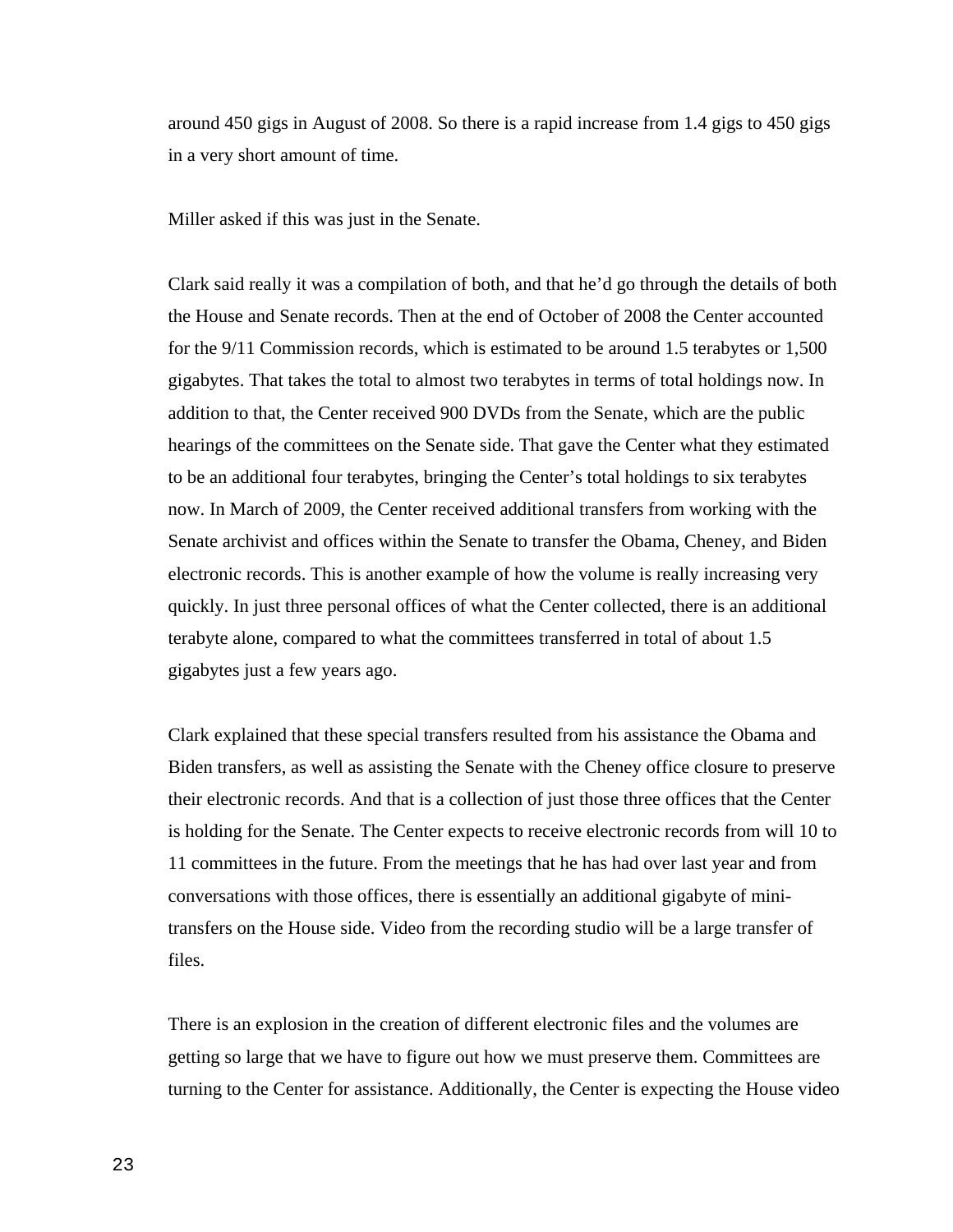around 450 gigs in August of 2008. So there is a rapid increase from 1.4 gigs to 450 gigs in a very short amount of time.

Miller asked if this was just in the Senate.

Clark said really it was a compilation of both, and that he'd go through the details of both the House and Senate records. Then at the end of October of 2008 the Center accounted for the 9/11 Commission records, which is estimated to be around 1.5 terabytes or 1,500 gigabytes. That takes the total to almost two terabytes in terms of total holdings now. In addition to that, the Center received 900 DVDs from the Senate, which are the public hearings of the committees on the Senate side. That gave the Center what they estimated to be an additional four terabytes, bringing the Center's total holdings to six terabytes now. In March of 2009, the Center received additional transfers from working with the Senate archivist and offices within the Senate to transfer the Obama, Cheney, and Biden electronic records. This is another example of how the volume is really increasing very quickly. In just three personal offices of what the Center collected, there is an additional terabyte alone, compared to what the committees transferred in total of about 1.5 gigabytes just a few years ago.

Clark explained that these special transfers resulted from his assistance the Obama and Biden transfers, as well as assisting the Senate with the Cheney office closure to preserve their electronic records. And that is a collection of just those three offices that the Center is holding for the Senate. The Center expects to receive electronic records from will 10 to 11 committees in the future. From the meetings that he has had over last year and from conversations with those offices, there is essentially an additional gigabyte of mini-transfers on the House side. Video from the recording studio will be a large transfer of files.

There is an explosion in the creation of different electronic files and the volumes are getting so large that we have to figure out how we must preserve them. Committees are turning to the Center for assistance. Additionally, the Center is expecting the House video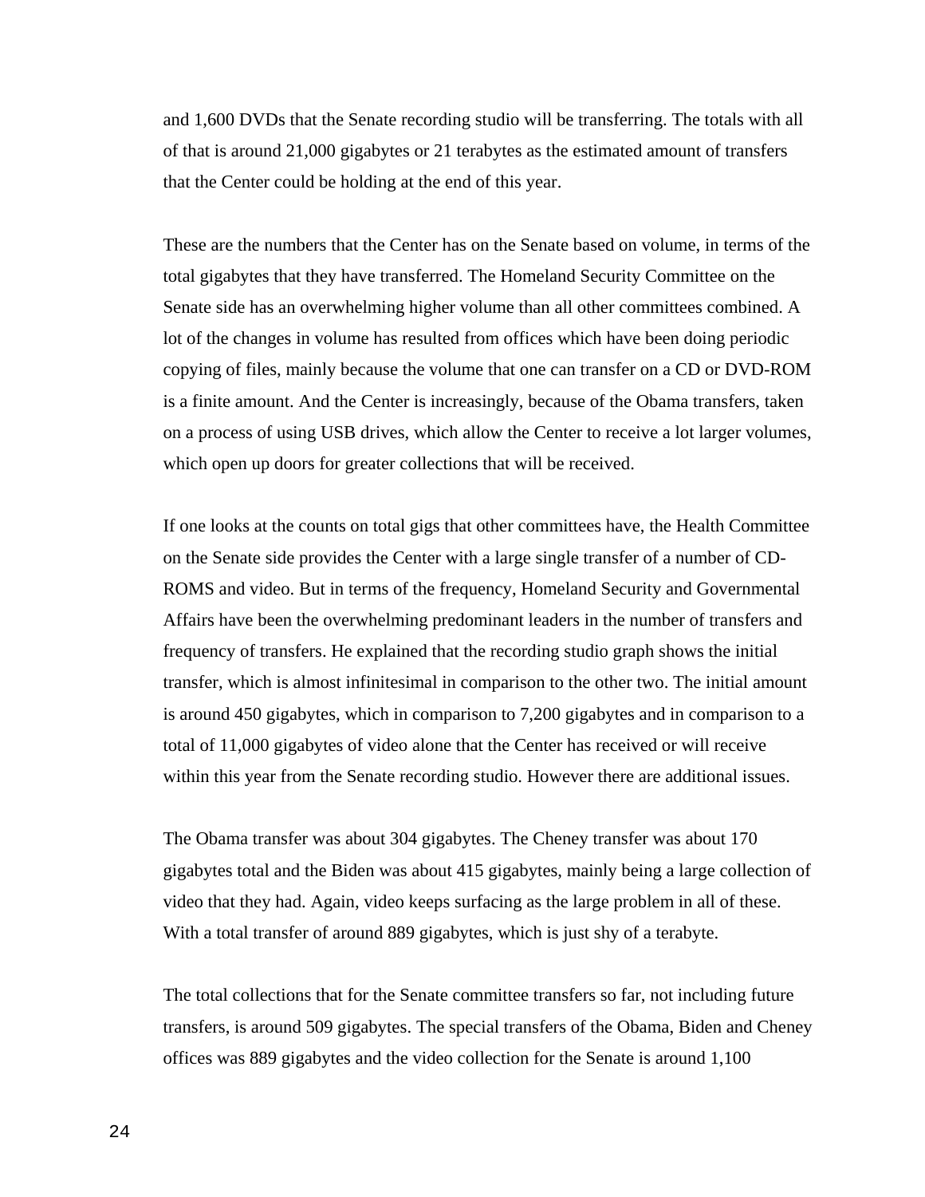and 1,600 DVDs that the Senate recording studio will be transferring. The totals with all of that is around 21,000 gigabytes or 21 terabytes as the estimated amount of transfers that the Center could be holding at the end of this year.

These are the numbers that the Center has on the Senate based on volume, in terms of the total gigabytes that they have transferred. The Homeland Security Committee on the Senate side has an overwhelming higher volume than all other committees combined. A lot of the changes in volume has resulted from offices which have been doing periodic copying of files, mainly because the volume that one can transfer on a CD or DVD-ROM is a finite amount. And the Center is increasingly, because of the Obama transfers, taken on a process of using USB drives, which allow the Center to receive a lot larger volumes, which open up doors for greater collections that will be received.

If one looks at the counts on total gigs that other committees have, the Health Committee on the Senate side provides the Center with a large single transfer of a number of CD-ROMS and video. But in terms of the frequency, Homeland Security and Governmental Affairs have been the overwhelming predominant leaders in the number of transfers and frequency of transfers. He explained that the recording studio graph shows the initial transfer, which is almost infinitesimal in comparison to the other two. The initial amount is around 450 gigabytes, which in comparison to 7,200 gigabytes and in comparison to a total of 11,000 gigabytes of video alone that the Center has received or will receive within this year from the Senate recording studio. However there are additional issues.

The Obama transfer was about 304 gigabytes. The Cheney transfer was about 170 gigabytes total and the Biden was about 415 gigabytes, mainly being a large collection of video that they had. Again, video keeps surfacing as the large problem in all of these. With a total transfer of around 889 gigabytes, which is just shy of a terabyte.

The total collections that for the Senate committee transfers so far, not including future transfers, is around 509 gigabytes. The special transfers of the Obama, Biden and Cheney offices was 889 gigabytes and the video collection for the Senate is around 1,100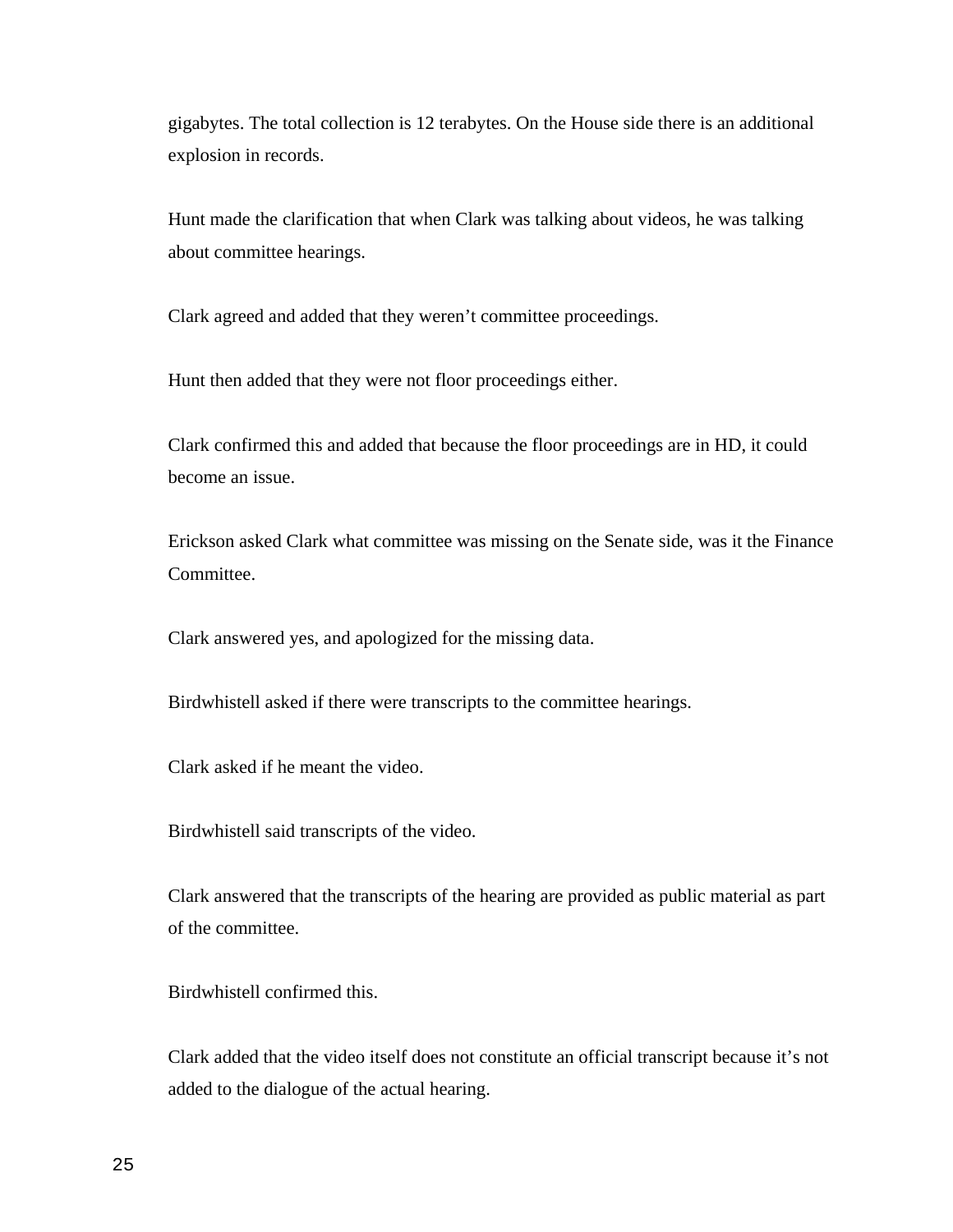gigabytes. The total collection is 12 terabytes. On the House side there is an additional explosion in records.

Hunt made the clarification that when Clark was talking about videos, he was talking about committee hearings.

Clark agreed and added that they weren't committee proceedings.

Hunt then added that they were not floor proceedings either.

Clark confirmed this and added that because the floor proceedings are in HD, it could become an issue.

Erickson asked Clark what committee was missing on the Senate side, was it the Finance Committee.

Clark answered yes, and apologized for the missing data.

Birdwhistell asked if there were transcripts to the committee hearings.

Clark asked if he meant the video.

Birdwhistell said transcripts of the video.

Clark answered that the transcripts of the hearing are provided as public material as part of the committee.

Birdwhistell confirmed this.

Clark added that the video itself does not constitute an official transcript because it's not added to the dialogue of the actual hearing.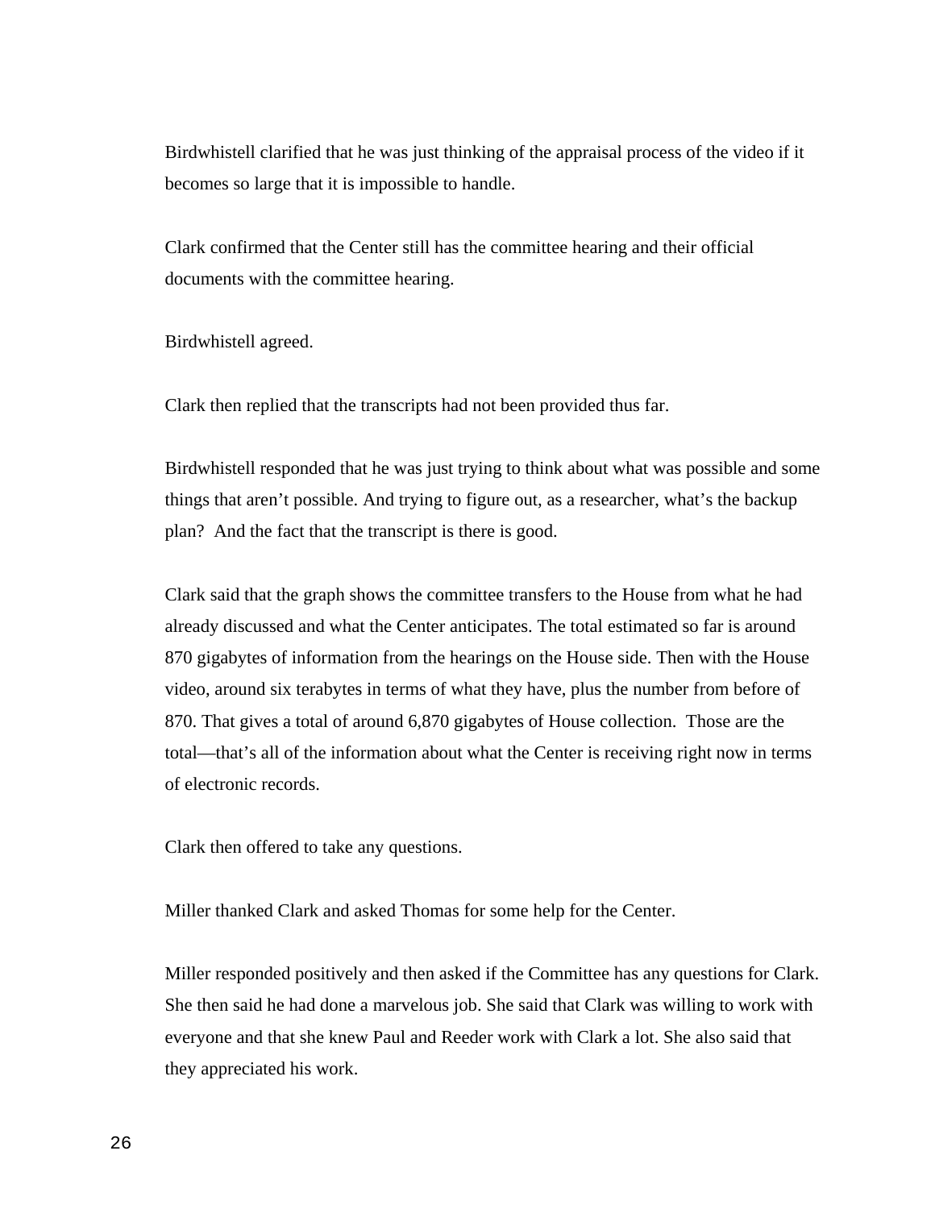Birdwhistell clarified that he was just thinking of the appraisal process of the video if it becomes so large that it is impossible to handle.

Clark confirmed that the Center still has the committee hearing and their official documents with the committee hearing.

Birdwhistell agreed.

Clark then replied that the transcripts had not been provided thus far.

Birdwhistell responded that he was just trying to think about what was possible and some things that aren't possible. And trying to figure out, as a researcher, what's the backup plan? And the fact that the transcript is there is good.

Clark said that the graph shows the committee transfers to the House from what he had already discussed and what the Center anticipates. The total estimated so far is around 870 gigabytes of information from the hearings on the House side. Then with the House video, around six terabytes in terms of what they have, plus the number from before of 870. That gives a total of around 6,870 gigabytes of House collection. Those are the total—that's all of the information about what the Center is receiving right now in terms of electronic records.

Clark then offered to take any questions.

Miller thanked Clark and asked Thomas for some help for the Center.

Miller responded positively and then asked if the Committee has any questions for Clark. She then said he had done a marvelous job. She said that Clark was willing to work with everyone and that she knew Paul and Reeder work with Clark a lot. She also said that they appreciated his work.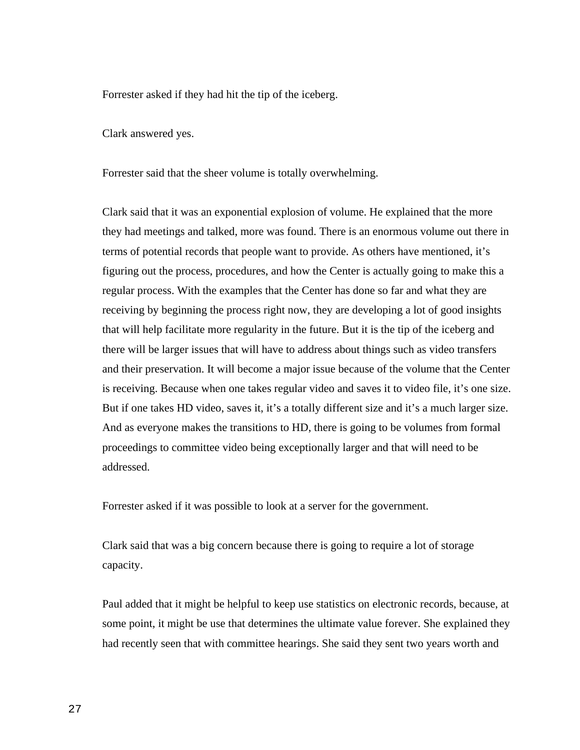Forrester asked if they had hit the tip of the iceberg.

Clark answered yes.

Forrester said that the sheer volume is totally overwhelming.

Clark said that it was an exponential explosion of volume. He explained that the more they had meetings and talked, more was found. There is an enormous volume out there in terms of potential records that people want to provide. As others have mentioned, it's figuring out the process, procedures, and how the Center is actually going to make this a regular process. With the examples that the Center has done so far and what they are receiving by beginning the process right now, they are developing a lot of good insights that will help facilitate more regularity in the future. But it is the tip of the iceberg and there will be larger issues that will have to address about things such as video transfers and their preservation. It will become a major issue because of the volume that the Center is receiving. Because when one takes regular video and saves it to video file, it's one size. But if one takes HD video, saves it, it's a totally different size and it's a much larger size. And as everyone makes the transitions to HD, there is going to be volumes from formal proceedings to committee video being exceptionally larger and that will need to be addressed.

Forrester asked if it was possible to look at a server for the government.

Clark said that was a big concern because there is going to require a lot of storage capacity.

Paul added that it might be helpful to keep use statistics on electronic records, because, at some point, it might be use that determines the ultimate value forever. She explained they had recently seen that with committee hearings. She said they sent two years worth and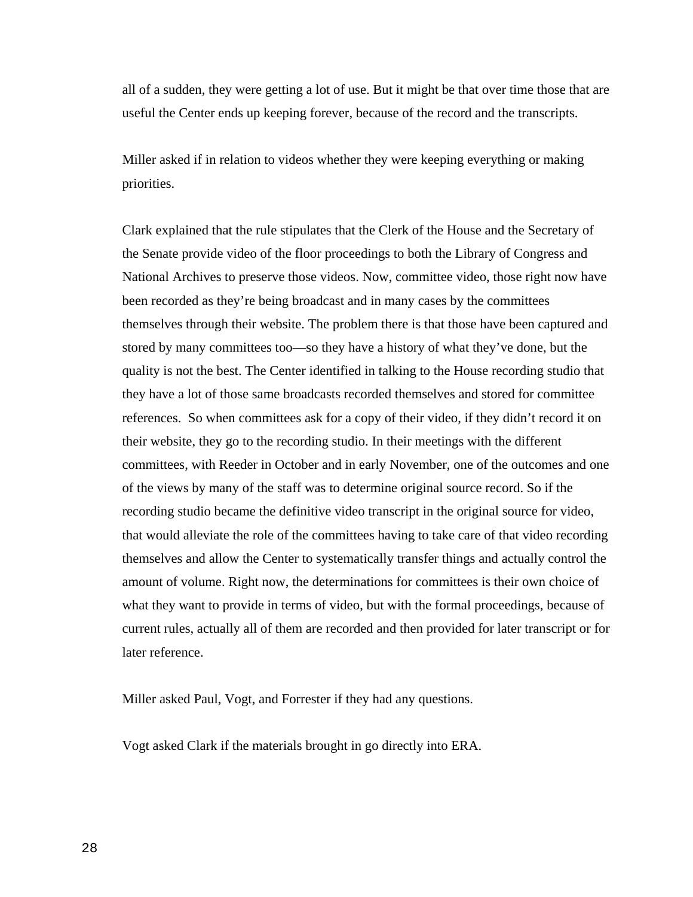all of a sudden, they were getting a lot of use. But it might be that over time those that are useful the Center ends up keeping forever, because of the record and the transcripts.

Miller asked if in relation to videos whether they were keeping everything or making priorities.

Clark explained that the rule stipulates that the Clerk of the House and the Secretary of the Senate provide video of the floor proceedings to both the Library of Congress and National Archives to preserve those videos. Now, committee video, those right now have been recorded as they're being broadcast and in many cases by the committees themselves through their website. The problem there is that those have been captured and stored by many committees too—so they have a history of what they've done, but the quality is not the best. The Center identified in talking to the House recording studio that they have a lot of those same broadcasts recorded themselves and stored for committee references.  So when committees ask for a copy of their video, if they didn't record it on their website, they go to the recording studio. In their meetings with the different committees, with Reeder in October and in early November, one of the outcomes and one of the views by many of the staff was to determine original source record. So if the recording studio became the definitive video transcript in the original source for video, that would alleviate the role of the committees having to take care of that video recording themselves and allow the Center to systematically transfer things and actually control the amount of volume. Right now, the determinations for committees is their own choice of what they want to provide in terms of video, but with the formal proceedings, because of current rules, actually all of them are recorded and then provided for later transcript or for later reference.

Miller asked Paul, Vogt, and Forrester if they had any questions.

Vogt asked Clark if the materials brought in go directly into ERA.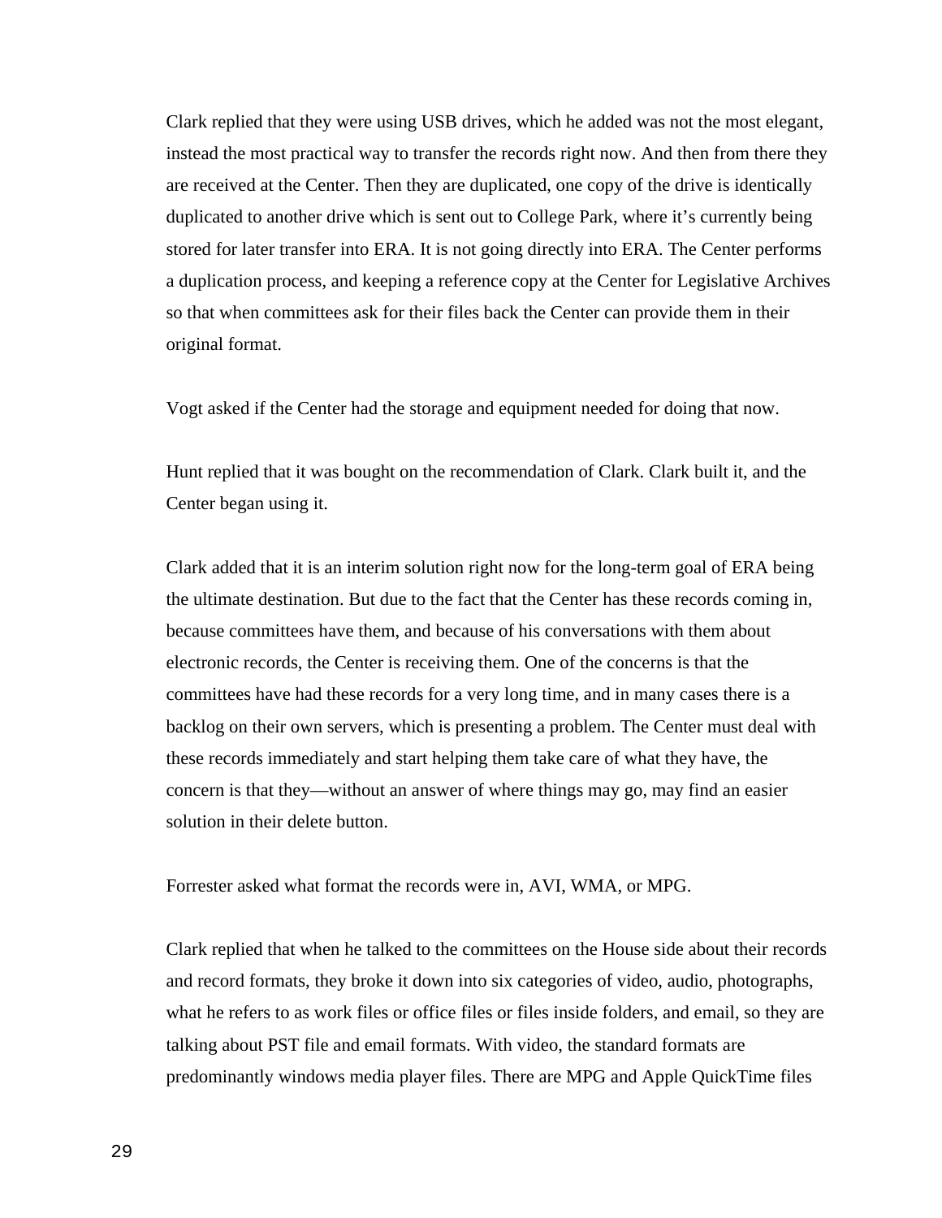Clark replied that they were using USB drives, which he added was not the most elegant, instead the most practical way to transfer the records right now. And then from there they are received at the Center. Then they are duplicated, one copy of the drive is identically duplicated to another drive which is sent out to College Park, where it's currently being stored for later transfer into ERA. It is not going directly into ERA. The Center performs a duplication process, and keeping a reference copy at the Center for Legislative Archives so that when committees ask for their files back the Center can provide them in their original format.

Vogt asked if the Center had the storage and equipment needed for doing that now.

Hunt replied that it was bought on the recommendation of Clark. Clark built it, and the Center began using it.

Clark added that it is an interim solution right now for the long-term goal of ERA being the ultimate destination. But due to the fact that the Center has these records coming in, because committees have them, and because of his conversations with them about electronic records, the Center is receiving them. One of the concerns is that the committees have had these records for a very long time, and in many cases there is a backlog on their own servers, which is presenting a problem. The Center must deal with these records immediately and start helping them take care of what they have, the concern is that they—without an answer of where things may go, may find an easier solution in their delete button.

Forrester asked what format the records were in, AVI, WMA, or MPG.

Clark replied that when he talked to the committees on the House side about their records and record formats, they broke it down into six categories of video, audio, photographs, what he refers to as work files or office files or files inside folders, and email, so they are talking about PST file and email formats. With video, the standard formats are predominantly windows media player files. There are MPG and Apple QuickTime files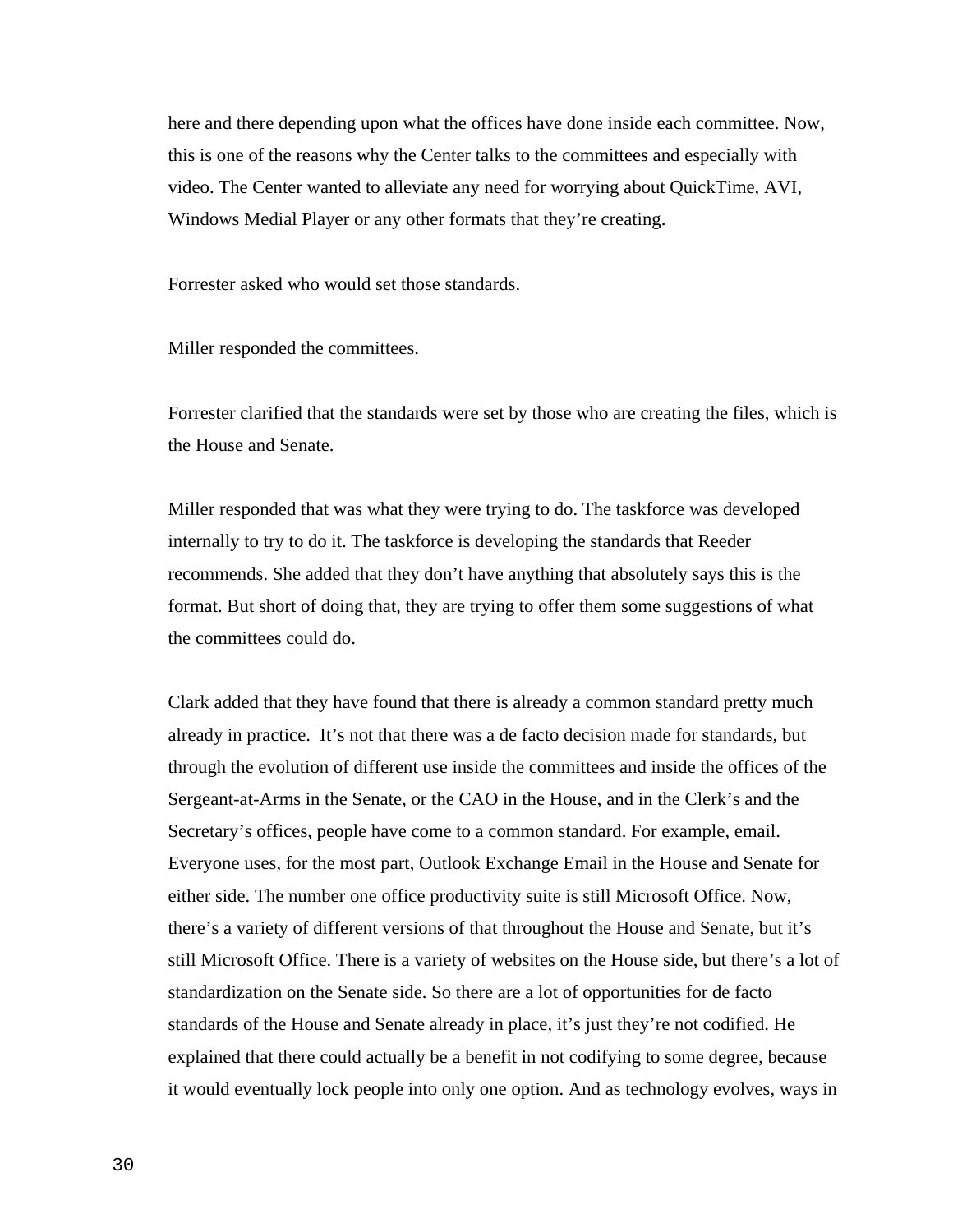here and there depending upon what the offices have done inside each committee. Now, this is one of the reasons why the Center talks to the committees and especially with video. The Center wanted to alleviate any need for worrying about QuickTime, AVI, Windows Medial Player or any other formats that they're creating.

Forrester asked who would set those standards.

Miller responded the committees.

Forrester clarified that the standards were set by those who are creating the files, which is the House and Senate.

Miller responded that was what they were trying to do. The taskforce was developed internally to try to do it. The taskforce is developing the standards that Reeder recommends. She added that they don't have anything that absolutely says this is the format. But short of doing that, they are trying to offer them some suggestions of what the committees could do.

Clark added that they have found that there is already a common standard pretty much already in practice. It's not that there was a de facto decision made for standards, but through the evolution of different use inside the committees and inside the offices of the Sergeant-at-Arms in the Senate, or the CAO in the House, and in the Clerk's and the Secretary's offices, people have come to a common standard. For example, email. Everyone uses, for the most part, Outlook Exchange Email in the House and Senate for either side. The number one office productivity suite is still Microsoft Office. Now, there's a variety of different versions of that throughout the House and Senate, but it's still Microsoft Office. There is a variety of websites on the House side, but there's a lot of standardization on the Senate side. So there are a lot of opportunities for de facto standards of the House and Senate already in place, it's just they're not codified. He explained that there could actually be a benefit in not codifying to some degree, because it would eventually lock people into only one option. And as technology evolves, ways in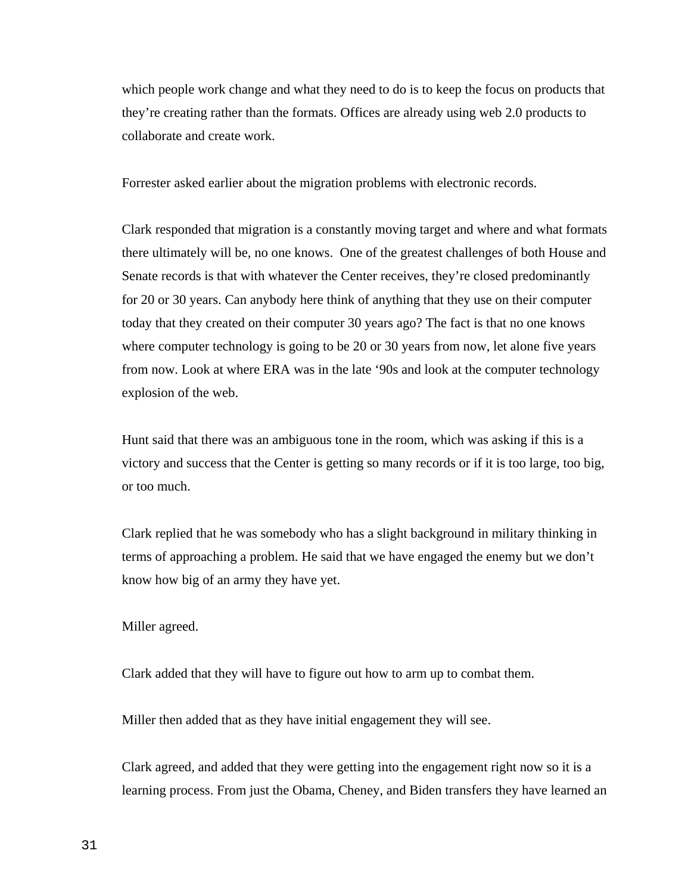which people work change and what they need to do is to keep the focus on products that they're creating rather than the formats. Offices are already using web 2.0 products to collaborate and create work.

Forrester asked earlier about the migration problems with electronic records.

Clark responded that migration is a constantly moving target and where and what formats there ultimately will be, no one knows.  One of the greatest challenges of both House and Senate records is that with whatever the Center receives, they're closed predominantly for 20 or 30 years. Can anybody here think of anything that they use on their computer today that they created on their computer 30 years ago? The fact is that no one knows where computer technology is going to be 20 or 30 years from now, let alone five years from now. Look at where ERA was in the late '90s and look at the computer technology explosion of the web.

Hunt said that there was an ambiguous tone in the room, which was asking if this is a victory and success that the Center is getting so many records or if it is too large, too big, or too much.

Clark replied that he was somebody who has a slight background in military thinking in terms of approaching a problem. He said that we have engaged the enemy but we don't know how big of an army they have yet.

Miller agreed.

Clark added that they will have to figure out how to arm up to combat them.

Miller then added that as they have initial engagement they will see.

Clark agreed, and added that they were getting into the engagement right now so it is a learning process. From just the Obama, Cheney, and Biden transfers they have learned an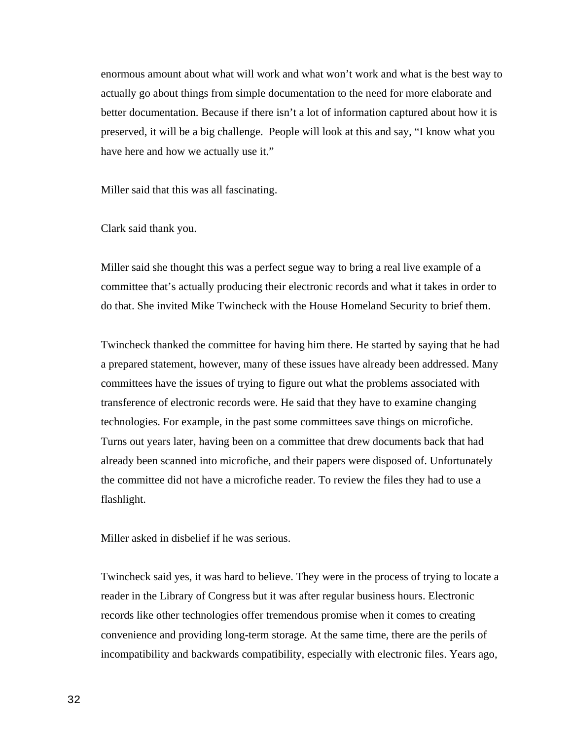enormous amount about what will work and what won't work and what is the best way to actually go about things from simple documentation to the need for more elaborate and better documentation. Because if there isn't a lot of information captured about how it is preserved, it will be a big challenge.  People will look at this and say, "I know what you have here and how we actually use it."

Miller said that this was all fascinating.

Clark said thank you.

Miller said she thought this was a perfect segue way to bring a real live example of a committee that's actually producing their electronic records and what it takes in order to do that. She invited Mike Twincheck with the House Homeland Security to brief them.

Twincheck thanked the committee for having him there. He started by saying that he had a prepared statement, however, many of these issues have already been addressed. Many committees have the issues of trying to figure out what the problems associated with transference of electronic records were. He said that they have to examine changing technologies. For example, in the past some committees save things on microfiche. Turns out years later, having been on a committee that drew documents back that had already been scanned into microfiche, and their papers were disposed of. Unfortunately the committee did not have a microfiche reader. To review the files they had to use a flashlight.

Miller asked in disbelief if he was serious.

Twincheck said yes, it was hard to believe. They were in the process of trying to locate a reader in the Library of Congress but it was after regular business hours. Electronic records like other technologies offer tremendous promise when it comes to creating convenience and providing long-term storage. At the same time, there are the perils of incompatibility and backwards compatibility, especially with electronic files. Years ago,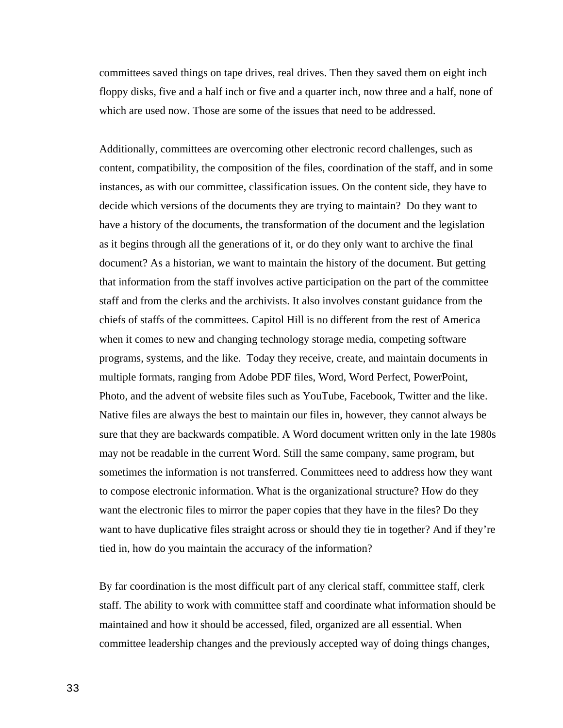committees saved things on tape drives, real drives. Then they saved them on eight inch floppy disks, five and a half inch or five and a quarter inch, now three and a half, none of which are used now. Those are some of the issues that need to be addressed.

Additionally, committees are overcoming other electronic record challenges, such as content, compatibility, the composition of the files, coordination of the staff, and in some instances, as with our committee, classification issues. On the content side, they have to decide which versions of the documents they are trying to maintain?  Do they want to have a history of the documents, the transformation of the document and the legislation as it begins through all the generations of it, or do they only want to archive the final document? As a historian, we want to maintain the history of the document. But getting that information from the staff involves active participation on the part of the committee staff and from the clerks and the archivists. It also involves constant guidance from the chiefs of staffs of the committees. Capitol Hill is no different from the rest of America when it comes to new and changing technology storage media, competing software programs, systems, and the like.  Today they receive, create, and maintain documents in multiple formats, ranging from Adobe PDF files, Word, Word Perfect, PowerPoint, Photo, and the advent of website files such as YouTube, Facebook, Twitter and the like. Native files are always the best to maintain our files in, however, they cannot always be sure that they are backwards compatible. A Word document written only in the late 1980s may not be readable in the current Word. Still the same company, same program, but sometimes the information is not transferred. Committees need to address how they want to compose electronic information. What is the organizational structure? How do they want the electronic files to mirror the paper copies that they have in the files? Do they want to have duplicative files straight across or should they tie in together? And if they're tied in, how do you maintain the accuracy of the information?

By far coordination is the most difficult part of any clerical staff, committee staff, clerk staff. The ability to work with committee staff and coordinate what information should be maintained and how it should be accessed, filed, organized are all essential. When committee leadership changes and the previously accepted way of doing things changes,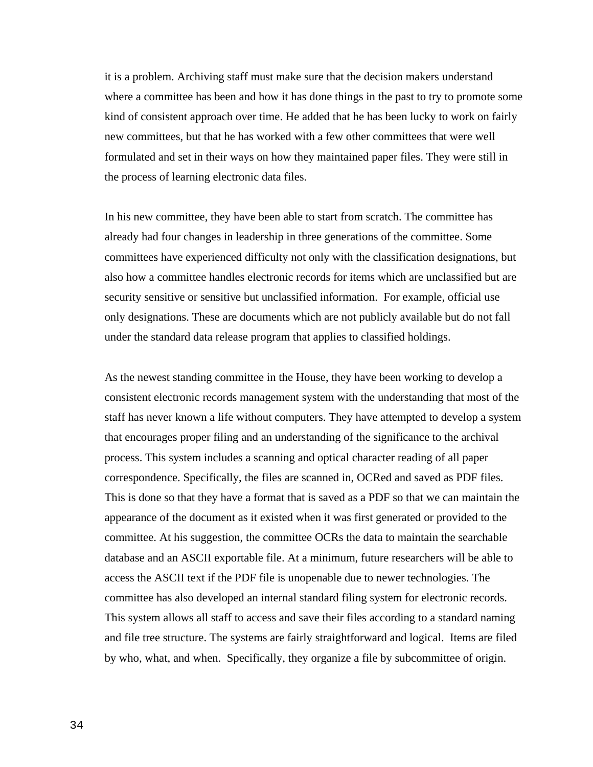it is a problem. Archiving staff must make sure that the decision makers understand where a committee has been and how it has done things in the past to try to promote some kind of consistent approach over time. He added that he has been lucky to work on fairly new committees, but that he has worked with a few other committees that were well formulated and set in their ways on how they maintained paper files. They were still in the process of learning electronic data files.

In his new committee, they have been able to start from scratch. The committee has already had four changes in leadership in three generations of the committee. Some committees have experienced difficulty not only with the classification designations, but also how a committee handles electronic records for items which are unclassified but are security sensitive or sensitive but unclassified information. For example, official use only designations. These are documents which are not publicly available but do not fall under the standard data release program that applies to classified holdings.

As the newest standing committee in the House, they have been working to develop a consistent electronic records management system with the understanding that most of the staff has never known a life without computers. They have attempted to develop a system that encourages proper filing and an understanding of the significance to the archival process. This system includes a scanning and optical character reading of all paper correspondence. Specifically, the files are scanned in, OCRed and saved as PDF files. This is done so that they have a format that is saved as a PDF so that we can maintain the appearance of the document as it existed when it was first generated or provided to the committee. At his suggestion, the committee OCRs the data to maintain the searchable database and an ASCII exportable file. At a minimum, future researchers will be able to access the ASCII text if the PDF file is unopenable due to newer technologies. The committee has also developed an internal standard filing system for electronic records. This system allows all staff to access and save their files according to a standard naming and file tree structure. The systems are fairly straightforward and logical. Items are filed by who, what, and when. Specifically, they organize a file by subcommittee of origin.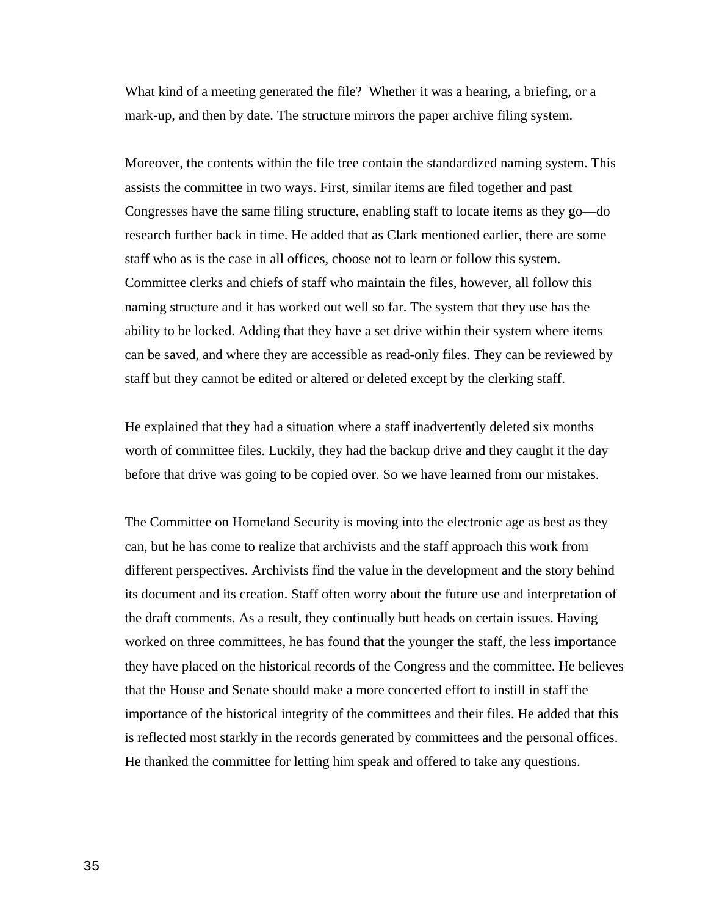What kind of a meeting generated the file?  Whether it was a hearing, a briefing, or a mark-up, and then by date. The structure mirrors the paper archive filing system.

Moreover, the contents within the file tree contain the standardized naming system. This assists the committee in two ways. First, similar items are filed together and past Congresses have the same filing structure, enabling staff to locate items as they go—do research further back in time. He added that as Clark mentioned earlier, there are some staff who as is the case in all offices, choose not to learn or follow this system. Committee clerks and chiefs of staff who maintain the files, however, all follow this naming structure and it has worked out well so far. The system that they use has the ability to be locked. Adding that they have a set drive within their system where items can be saved, and where they are accessible as read-only files. They can be reviewed by staff but they cannot be edited or altered or deleted except by the clerking staff.

He explained that they had a situation where a staff inadvertently deleted six months worth of committee files. Luckily, they had the backup drive and they caught it the day before that drive was going to be copied over. So we have learned from our mistakes.

The Committee on Homeland Security is moving into the electronic age as best as they can, but he has come to realize that archivists and the staff approach this work from different perspectives. Archivists find the value in the development and the story behind its document and its creation. Staff often worry about the future use and interpretation of the draft comments. As a result, they continually butt heads on certain issues. Having worked on three committees, he has found that the younger the staff, the less importance they have placed on the historical records of the Congress and the committee. He believes that the House and Senate should make a more concerted effort to instill in staff the importance of the historical integrity of the committees and their files. He added that this is reflected most starkly in the records generated by committees and the personal offices. He thanked the committee for letting him speak and offered to take any questions.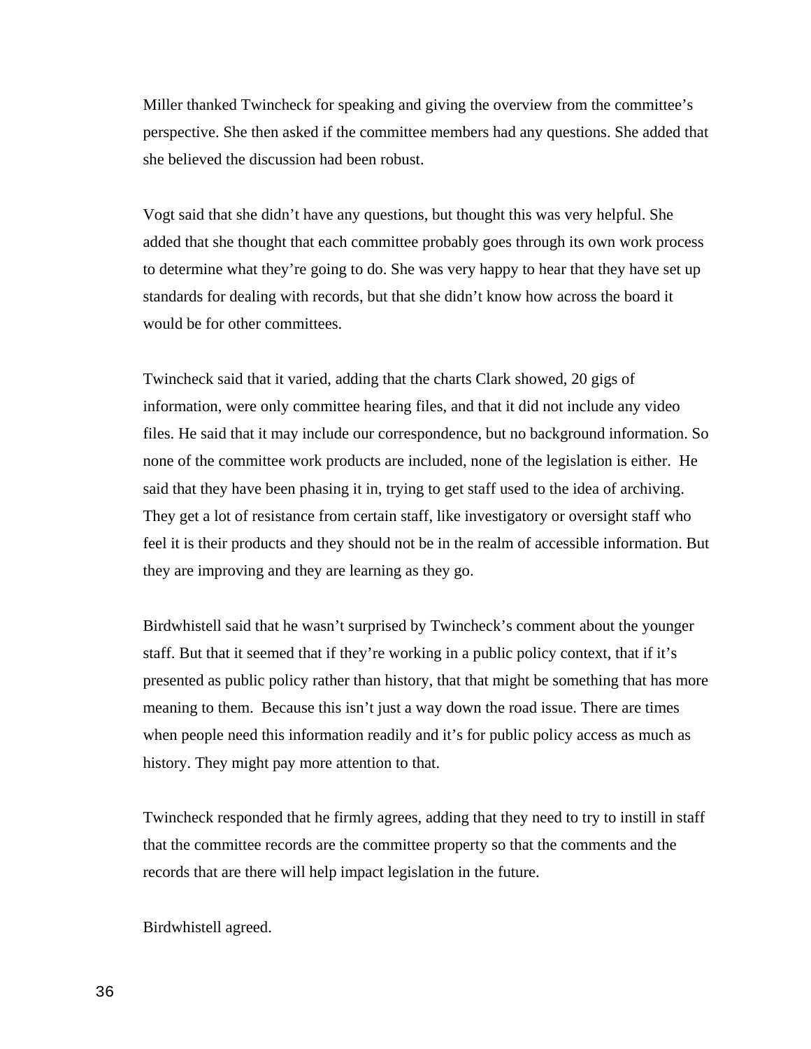Miller thanked Twincheck for speaking and giving the overview from the committee's perspective. She then asked if the committee members had any questions. She added that she believed the discussion had been robust.

Vogt said that she didn't have any questions, but thought this was very helpful. She added that she thought that each committee probably goes through its own work process to determine what they're going to do. She was very happy to hear that they have set up standards for dealing with records, but that she didn't know how across the board it would be for other committees.

Twincheck said that it varied, adding that the charts Clark showed, 20 gigs of information, were only committee hearing files, and that it did not include any video files. He said that it may include our correspondence, but no background information. So none of the committee work products are included, none of the legislation is either. He said that they have been phasing it in, trying to get staff used to the idea of archiving. They get a lot of resistance from certain staff, like investigatory or oversight staff who feel it is their products and they should not be in the realm of accessible information. But they are improving and they are learning as they go.

Birdwhistell said that he wasn't surprised by Twincheck's comment about the younger staff. But that it seemed that if they're working in a public policy context, that if it's presented as public policy rather than history, that that might be something that has more meaning to them. Because this isn't just a way down the road issue. There are times when people need this information readily and it's for public policy access as much as history. They might pay more attention to that.

Twincheck responded that he firmly agrees, adding that they need to try to instill in staff that the committee records are the committee property so that the comments and the records that are there will help impact legislation in the future.

Birdwhistell agreed.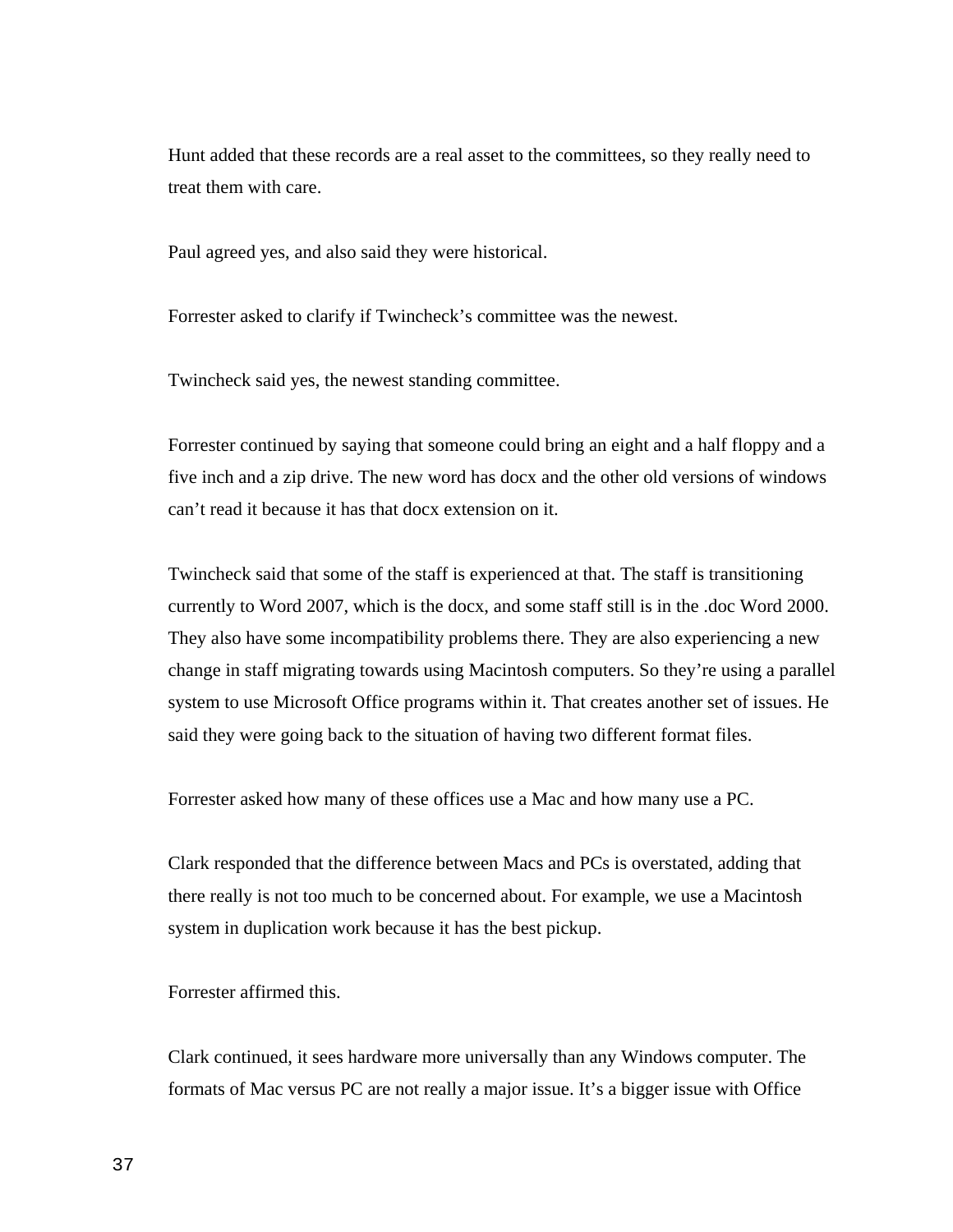Hunt added that these records are a real asset to the committees, so they really need to treat them with care.

Paul agreed yes, and also said they were historical.

Forrester asked to clarify if Twincheck's committee was the newest.

Twincheck said yes, the newest standing committee.

Forrester continued by saying that someone could bring an eight and a half floppy and a five inch and a zip drive. The new word has docx and the other old versions of windows can't read it because it has that docx extension on it.

Twincheck said that some of the staff is experienced at that. The staff is transitioning currently to Word 2007, which is the docx, and some staff still is in the .doc Word 2000. They also have some incompatibility problems there. They are also experiencing a new change in staff migrating towards using Macintosh computers. So they're using a parallel system to use Microsoft Office programs within it. That creates another set of issues. He said they were going back to the situation of having two different format files.

Forrester asked how many of these offices use a Mac and how many use a PC.

Clark responded that the difference between Macs and PCs is overstated, adding that there really is not too much to be concerned about. For example, we use a Macintosh system in duplication work because it has the best pickup.

Forrester affirmed this.

Clark continued, it sees hardware more universally than any Windows computer. The formats of Mac versus PC are not really a major issue. It's a bigger issue with Office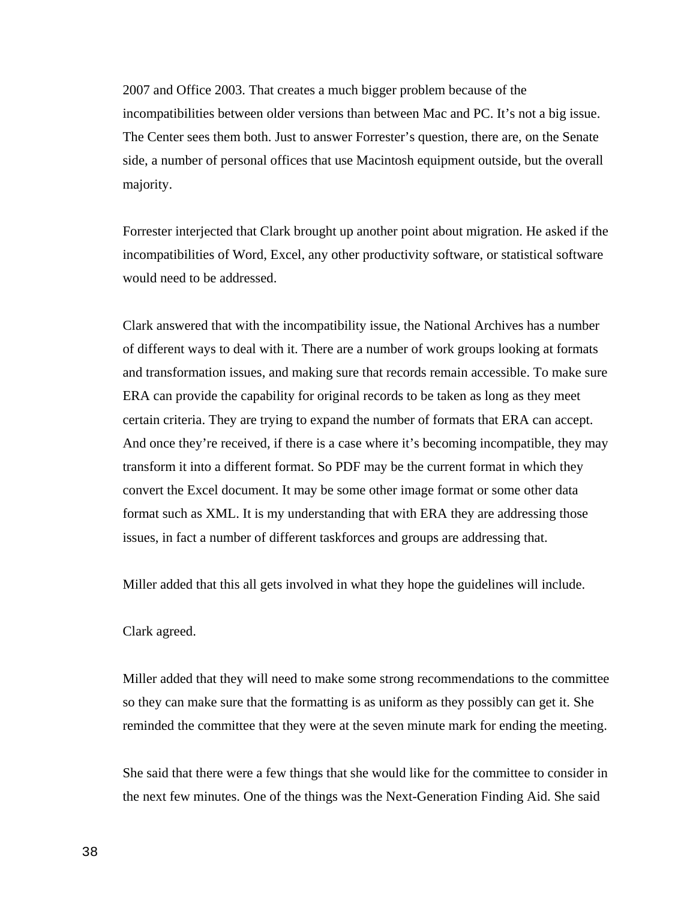2007 and Office 2003. That creates a much bigger problem because of the incompatibilities between older versions than between Mac and PC. It's not a big issue. The Center sees them both. Just to answer Forrester's question, there are, on the Senate side, a number of personal offices that use Macintosh equipment outside, but the overall majority.

Forrester interjected that Clark brought up another point about migration. He asked if the incompatibilities of Word, Excel, any other productivity software, or statistical software would need to be addressed.

Clark answered that with the incompatibility issue, the National Archives has a number of different ways to deal with it. There are a number of work groups looking at formats and transformation issues, and making sure that records remain accessible. To make sure ERA can provide the capability for original records to be taken as long as they meet certain criteria. They are trying to expand the number of formats that ERA can accept. And once they're received, if there is a case where it's becoming incompatible, they may transform it into a different format. So PDF may be the current format in which they convert the Excel document. It may be some other image format or some other data format such as XML. It is my understanding that with ERA they are addressing those issues, in fact a number of different taskforces and groups are addressing that.

Miller added that this all gets involved in what they hope the guidelines will include.

Clark agreed.

Miller added that they will need to make some strong recommendations to the committee so they can make sure that the formatting is as uniform as they possibly can get it. She reminded the committee that they were at the seven minute mark for ending the meeting.

She said that there were a few things that she would like for the committee to consider in the next few minutes. One of the things was the Next-Generation Finding Aid. She said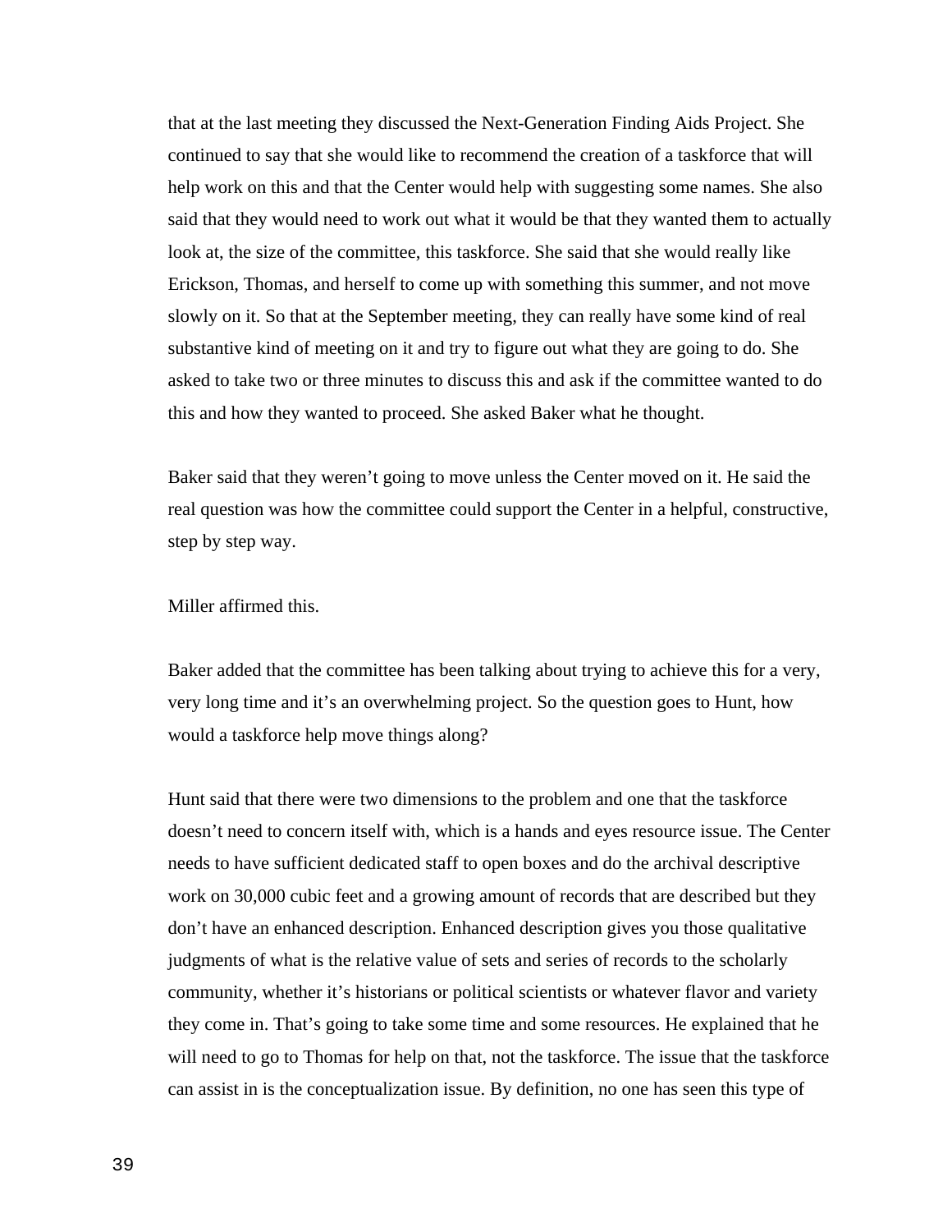that at the last meeting they discussed the Next-Generation Finding Aids Project. She continued to say that she would like to recommend the creation of a taskforce that will help work on this and that the Center would help with suggesting some names. She also said that they would need to work out what it would be that they wanted them to actually look at, the size of the committee, this taskforce. She said that she would really like Erickson, Thomas, and herself to come up with something this summer, and not move slowly on it. So that at the September meeting, they can really have some kind of real substantive kind of meeting on it and try to figure out what they are going to do. She asked to take two or three minutes to discuss this and ask if the committee wanted to do this and how they wanted to proceed. She asked Baker what he thought.

Baker said that they weren't going to move unless the Center moved on it. He said the real question was how the committee could support the Center in a helpful, constructive, step by step way.

Miller affirmed this.

Baker added that the committee has been talking about trying to achieve this for a very, very long time and it's an overwhelming project. So the question goes to Hunt, how would a taskforce help move things along?

Hunt said that there were two dimensions to the problem and one that the taskforce doesn't need to concern itself with, which is a hands and eyes resource issue. The Center needs to have sufficient dedicated staff to open boxes and do the archival descriptive work on 30,000 cubic feet and a growing amount of records that are described but they don't have an enhanced description. Enhanced description gives you those qualitative judgments of what is the relative value of sets and series of records to the scholarly community, whether it's historians or political scientists or whatever flavor and variety they come in. That's going to take some time and some resources. He explained that he will need to go to Thomas for help on that, not the taskforce. The issue that the taskforce can assist in is the conceptualization issue. By definition, no one has seen this type of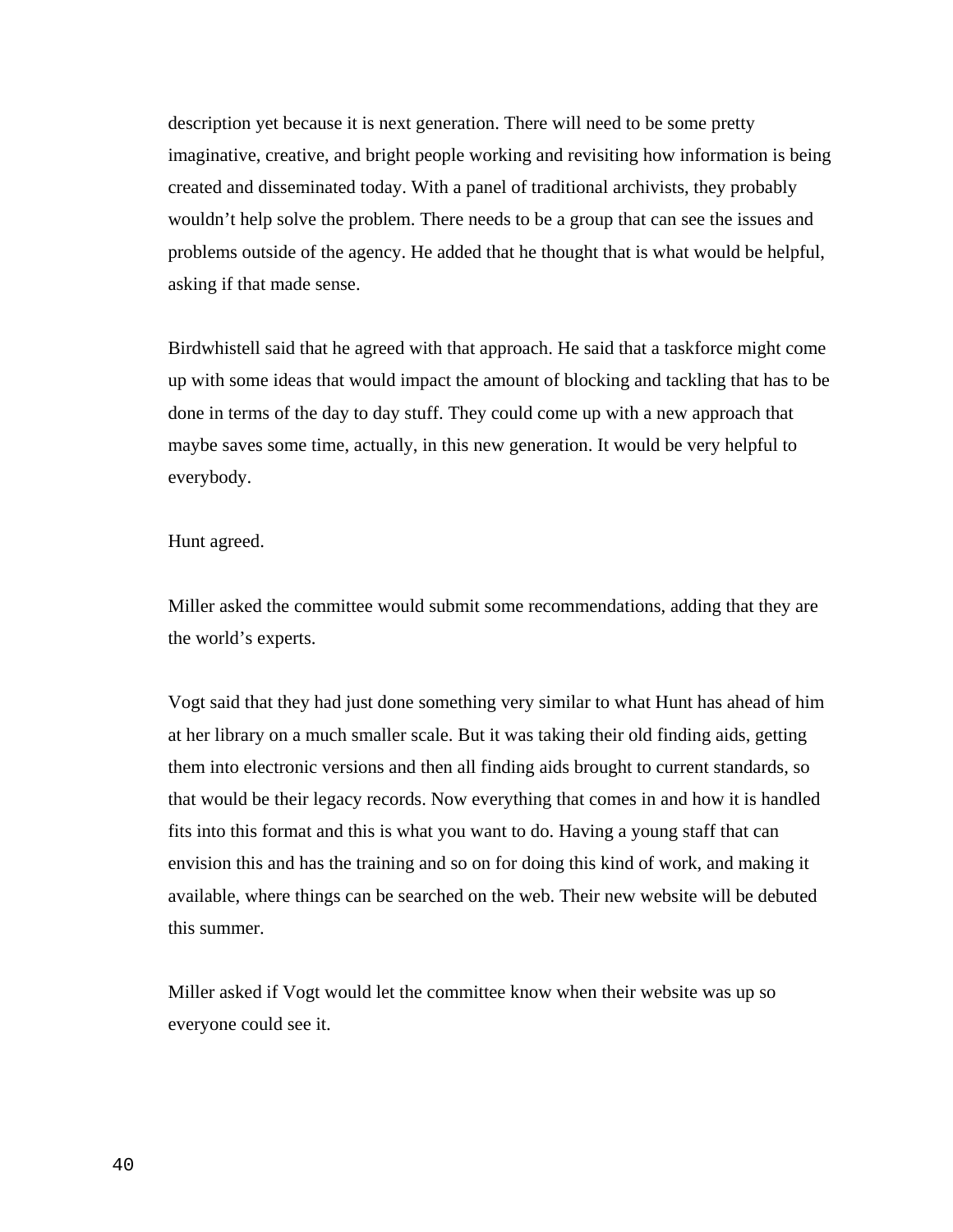description yet because it is next generation. There will need to be some pretty imaginative, creative, and bright people working and revisiting how information is being created and disseminated today. With a panel of traditional archivists, they probably wouldn't help solve the problem. There needs to be a group that can see the issues and problems outside of the agency. He added that he thought that is what would be helpful, asking if that made sense.

Birdwhistell said that he agreed with that approach. He said that a taskforce might come up with some ideas that would impact the amount of blocking and tackling that has to be done in terms of the day to day stuff. They could come up with a new approach that maybe saves some time, actually, in this new generation. It would be very helpful to everybody.

Hunt agreed.

Miller asked the committee would submit some recommendations, adding that they are the world's experts.

Vogt said that they had just done something very similar to what Hunt has ahead of him at her library on a much smaller scale. But it was taking their old finding aids, getting them into electronic versions and then all finding aids brought to current standards, so that would be their legacy records. Now everything that comes in and how it is handled fits into this format and this is what you want to do. Having a young staff that can envision this and has the training and so on for doing this kind of work, and making it available, where things can be searched on the web. Their new website will be debuted this summer.

Miller asked if Vogt would let the committee know when their website was up so everyone could see it.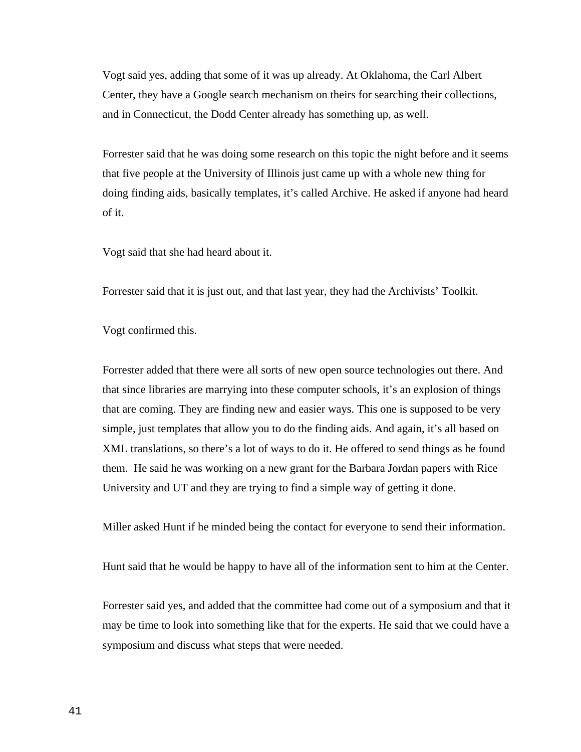Vogt said yes, adding that some of it was up already. At Oklahoma, the Carl Albert Center, they have a Google search mechanism on theirs for searching their collections, and in Connecticut, the Dodd Center already has something up, as well.

Forrester said that he was doing some research on this topic the night before and it seems that five people at the University of Illinois just came up with a whole new thing for doing finding aids, basically templates, it's called Archive. He asked if anyone had heard of it.

Vogt said that she had heard about it.

Forrester said that it is just out, and that last year, they had the Archivists' Toolkit.

Vogt confirmed this.

Forrester added that there were all sorts of new open source technologies out there. And that since libraries are marrying into these computer schools, it's an explosion of things that are coming. They are finding new and easier ways. This one is supposed to be very simple, just templates that allow you to do the finding aids. And again, it's all based on XML translations, so there's a lot of ways to do it. He offered to send things as he found them. He said he was working on a new grant for the Barbara Jordan papers with Rice University and UT and they are trying to find a simple way of getting it done.

Miller asked Hunt if he minded being the contact for everyone to send their information.

Hunt said that he would be happy to have all of the information sent to him at the Center.

Forrester said yes, and added that the committee had come out of a symposium and that it may be time to look into something like that for the experts. He said that we could have a symposium and discuss what steps that were needed.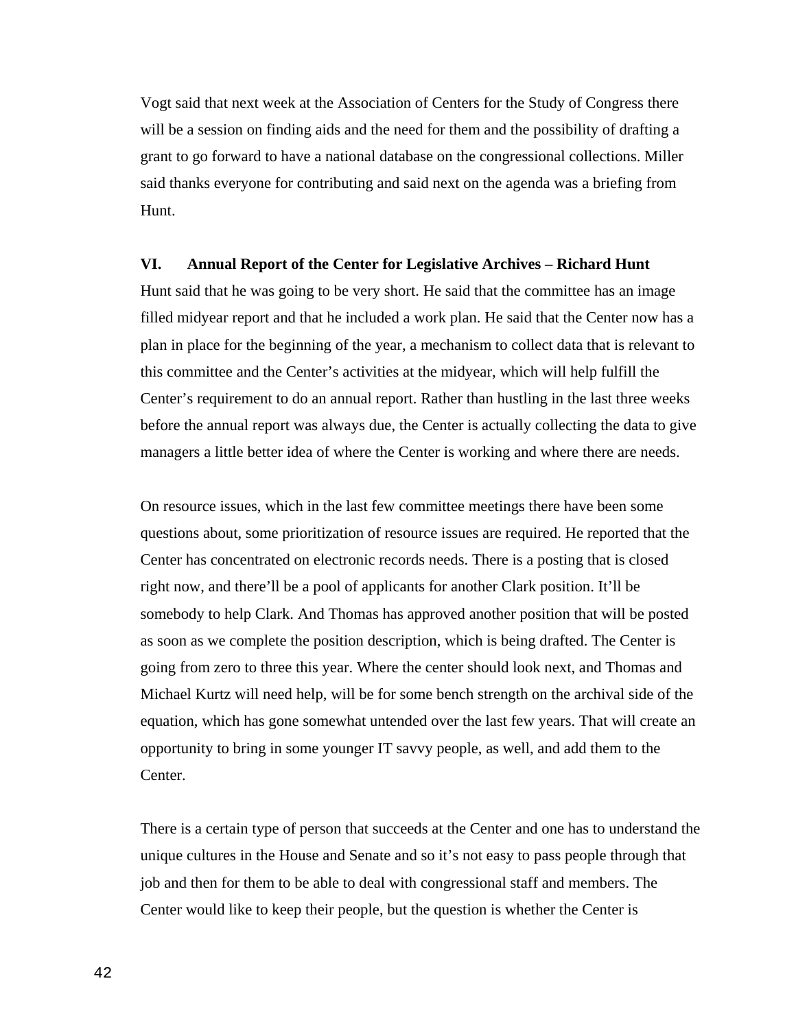Vogt said that next week at the Association of Centers for the Study of Congress there will be a session on finding aids and the need for them and the possibility of drafting a grant to go forward to have a national database on the congressional collections. Miller said thanks everyone for contributing and said next on the agenda was a briefing from Hunt.

**VI. Annual Report of the Center for Legislative Archives – Richard Hunt**

Hunt said that he was going to be very short. He said that the committee has an image filled midyear report and that he included a work plan. He said that the Center now has a plan in place for the beginning of the year, a mechanism to collect data that is relevant to this committee and the Center's activities at the midyear, which will help fulfill the Center's requirement to do an annual report. Rather than hustling in the last three weeks before the annual report was always due, the Center is actually collecting the data to give managers a little better idea of where the Center is working and where there are needs.

On resource issues, which in the last few committee meetings there have been some questions about, some prioritization of resource issues are required. He reported that the Center has concentrated on electronic records needs. There is a posting that is closed right now, and there'll be a pool of applicants for another Clark position. It'll be somebody to help Clark. And Thomas has approved another position that will be posted as soon as we complete the position description, which is being drafted. The Center is going from zero to three this year. Where the center should look next, and Thomas and Michael Kurtz will need help, will be for some bench strength on the archival side of the equation, which has gone somewhat untended over the last few years. That will create an opportunity to bring in some younger IT savvy people, as well, and add them to the Center.

There is a certain type of person that succeeds at the Center and one has to understand the unique cultures in the House and Senate and so it's not easy to pass people through that job and then for them to be able to deal with congressional staff and members. The Center would like to keep their people, but the question is whether the Center is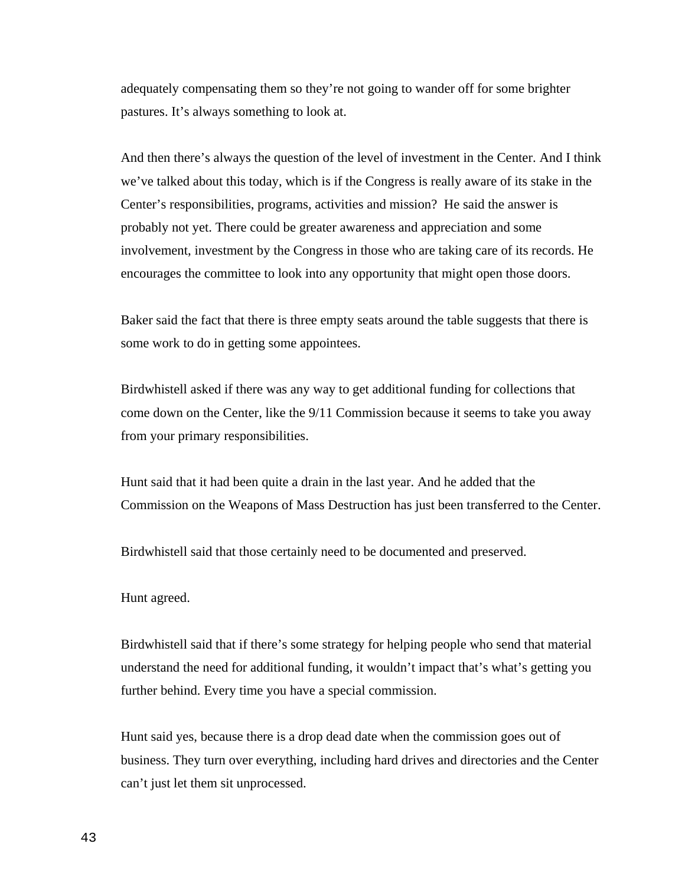adequately compensating them so they're not going to wander off for some brighter pastures. It's always something to look at.

And then there's always the question of the level of investment in the Center. And I think we've talked about this today, which is if the Congress is really aware of its stake in the Center's responsibilities, programs, activities and mission? He said the answer is probably not yet. There could be greater awareness and appreciation and some involvement, investment by the Congress in those who are taking care of its records. He encourages the committee to look into any opportunity that might open those doors.

Baker said the fact that there is three empty seats around the table suggests that there is some work to do in getting some appointees.

Birdwhistell asked if there was any way to get additional funding for collections that come down on the Center, like the 9/11 Commission because it seems to take you away from your primary responsibilities.

Hunt said that it had been quite a drain in the last year. And he added that the Commission on the Weapons of Mass Destruction has just been transferred to the Center.

Birdwhistell said that those certainly need to be documented and preserved.

Hunt agreed.

Birdwhistell said that if there's some strategy for helping people who send that material understand the need for additional funding, it wouldn't impact that's what's getting you further behind. Every time you have a special commission.

Hunt said yes, because there is a drop dead date when the commission goes out of business. They turn over everything, including hard drives and directories and the Center can't just let them sit unprocessed.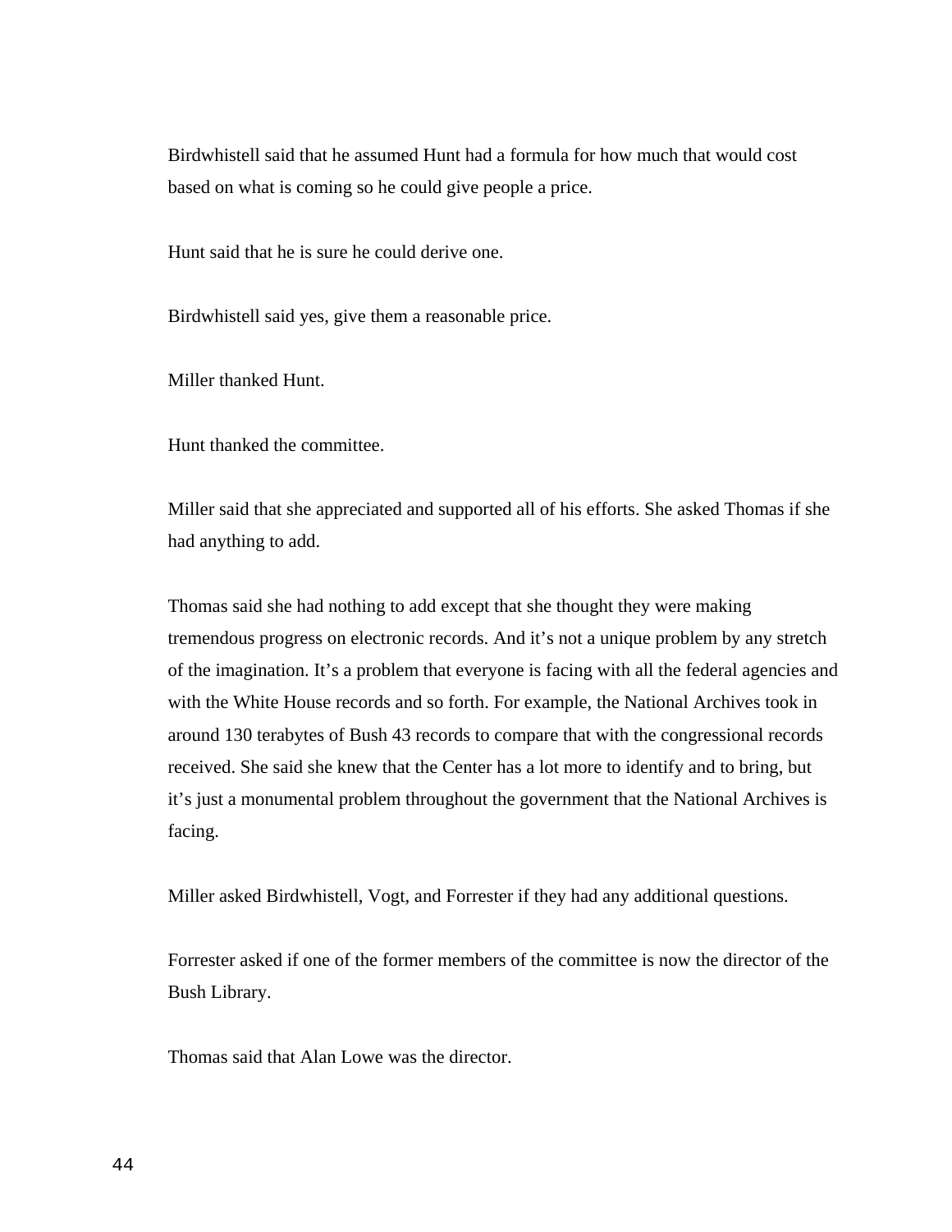Birdwhistell said that he assumed Hunt had a formula for how much that would cost based on what is coming so he could give people a price.

Hunt said that he is sure he could derive one.

Birdwhistell said yes, give them a reasonable price.

Miller thanked Hunt.

Hunt thanked the committee.

Miller said that she appreciated and supported all of his efforts. She asked Thomas if she had anything to add.

Thomas said she had nothing to add except that she thought they were making tremendous progress on electronic records. And it's not a unique problem by any stretch of the imagination. It's a problem that everyone is facing with all the federal agencies and with the White House records and so forth. For example, the National Archives took in around 130 terabytes of Bush 43 records to compare that with the congressional records received. She said she knew that the Center has a lot more to identify and to bring, but it's just a monumental problem throughout the government that the National Archives is facing.

Miller asked Birdwhistell, Vogt, and Forrester if they had any additional questions.

Forrester asked if one of the former members of the committee is now the director of the Bush Library.

Thomas said that Alan Lowe was the director.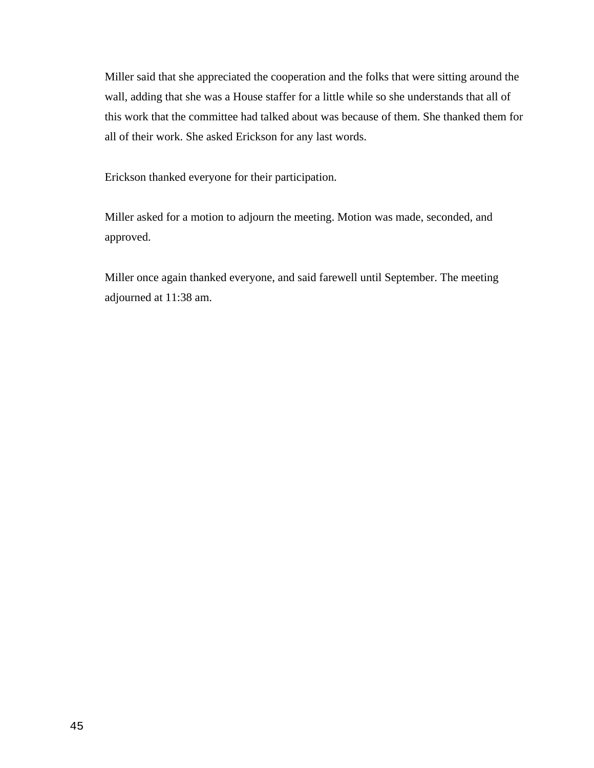Miller said that she appreciated the cooperation and the folks that were sitting around the wall, adding that she was a House staffer for a little while so she understands that all of this work that the committee had talked about was because of them. She thanked them for all of their work. She asked Erickson for any last words.

Erickson thanked everyone for their participation.

Miller asked for a motion to adjourn the meeting. Motion was made, seconded, and approved.

Miller once again thanked everyone, and said farewell until September. The meeting adjourned at 11:38 am.